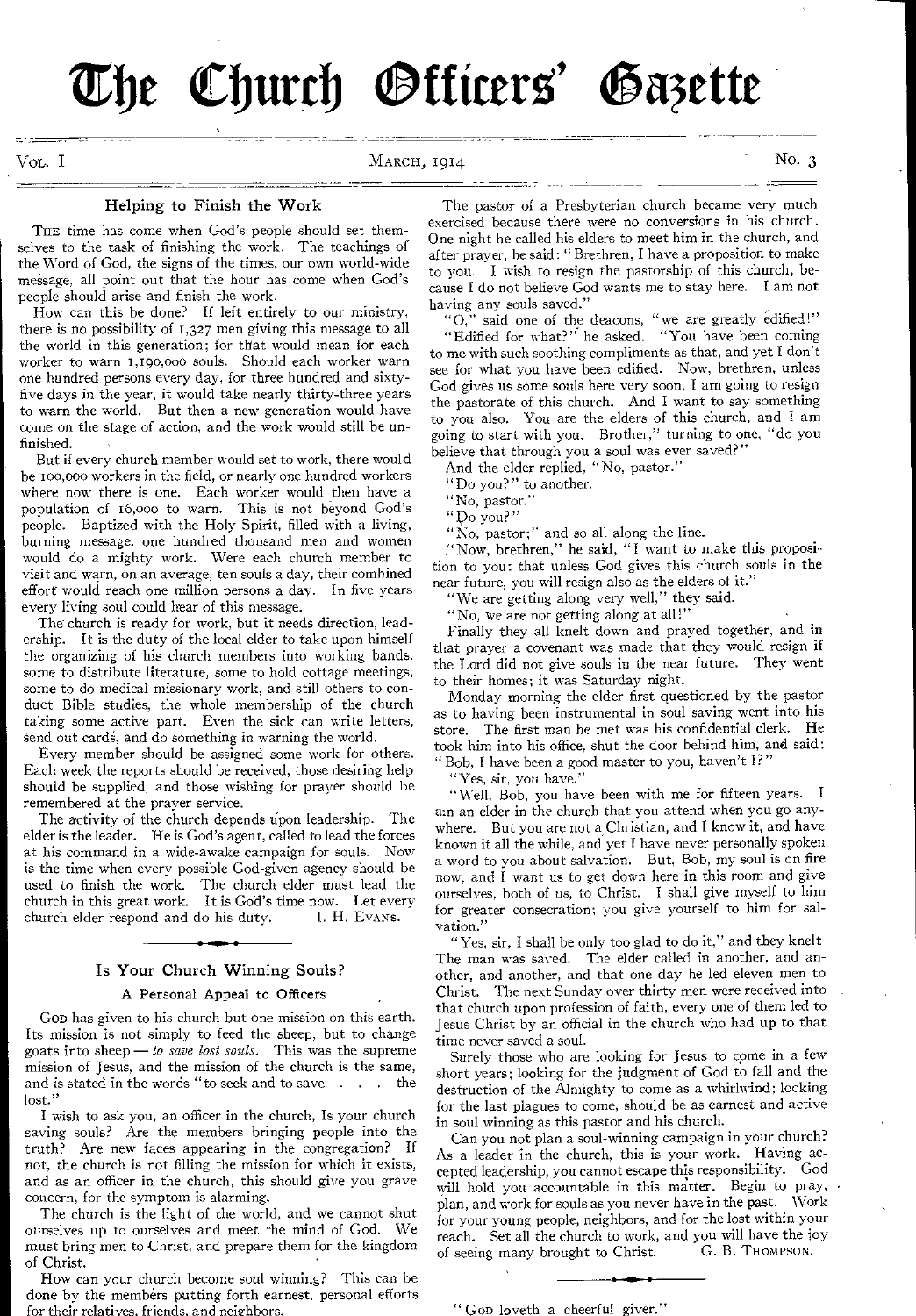# The Church Officers' Gazette

Vol. I — March, 1914 — No. 3

## Helping to Finish the Work

The time has come when God's people should set themselves to the task of finishing the work. The teachings of the Word of God, the signs of the times, our own world-wide message, all point out that the hour has come when God's people should arise and finish the work.

How can this be done? If left entirely to our ministry, there is no possibility of 1,327 men giving this message to all the world in this generation; for that would mean for each worker to warn 1,190,000 souls. Should each worker warn one hundred persons every day, for three hundred and sixty-five days in the year, it would take nearly thirty-three years to warn the world. But then a new generation would have come on the stage of action, and the work would still be unfinished.

But if every church member would set to work, there would be 100,000 workers in the field, or nearly one hundred workers where now there is one. Each worker would then have a population of 16,000 to warn. This is not beyond God's people. Baptized with the Holy Spirit, filled with a living, burning message, one hundred thousand men and women would do a mighty work. Were each church member to visit and warn, on an average, ten souls a day, their combined effort would reach one million persons a day. In five years every living soul could hear of this message.

The church is ready for work, but it needs direction, leadership. It is the duty of the local elder to take upon himself the organizing of his church members into working bands, some to distribute literature, some to hold cottage meetings, some to do medical missionary work, and still others to conduct Bible studies, the whole membership of the church taking some active part. Even the sick can write letters, send out cards, and do something in warning the world.

Every member should be assigned some work for others. Each week the reports should be received, those desiring help should be supplied, and those wishing for prayer should be remembered at the prayer service.

The activity of the church depends upon leadership. The elder is the leader. He is God's agent, called to lead the forces at his command in a wide-awake campaign for souls. Now is the time when every possible God-given agency should be used to finish the work. The church elder must lead the church in this great work. It is God's time now. Let every church elder respond and do his duty.

I. H. Evans.

## Is Your Church Winning Souls?

### A Personal Appeal to Officers

God has given to his church but one mission on this earth. Its mission is not simply to feed the sheep, but to change goats into sheep — *to save lost souls*. This was the supreme mission of Jesus, and the mission of the church is the same, and is stated in the words "to seek and to save . . . the lost."

I wish to ask you, an officer in the church, Is your church saving souls? Are the members bringing people into the truth? Are new faces appearing in the congregation? If not, the church is not filling the mission for which it exists, and as an officer in the church, this should give you grave concern, for the symptom is alarming.

The church is the light of the world, and we cannot shut ourselves up to ourselves and meet the mind of God. We must bring men to Christ, and prepare them for the kingdom of Christ.

How can your church become soul winning? This can be done by the members putting forth earnest, personal efforts for their relatives, friends, and neighbors.

The pastor of a Presbyterian church became very much exercised because there were no conversions in his church. One night he called his elders to meet him in the church, and after prayer, he said: "Brethren, I have a proposition to make to you. I wish to resign the pastorship of this church, because I do not believe God wants me to stay here. I am not having any souls saved."

"O," said one of the deacons, "we are greatly edified!"

"Edified for what?" he asked. "You have been coming to me with such soothing compliments as that, and yet I don't see for what you have been edified. Now, brethren, unless God gives us some souls here very soon, I am going to resign the pastorate of this church. And I want to say something to you also. You are the elders of this church, and I am going to start with you. Brother," turning to one, "do you believe that through you a soul was ever saved?"

And the elder replied, "No, pastor."

"Do you?" to another.

"No, pastor."

"Do you?"

"No, pastor;" and so all along the line.

"Now, brethren," he said, "I want to make this proposition to you: that unless God gives this church souls in the near future, you will resign also as the elders of it."

"We are getting along very well," they said.

"No, we are not getting along at all!"

Finally they all knelt down and prayed together, and in that prayer a covenant was made that they would resign if the Lord did not give souls in the near future. They went to their homes; it was Saturday night.

Monday morning the elder first questioned by the pastor as to having been instrumental in soul saving went into his store. The first man he met was his confidential clerk. He took him into his office, shut the door behind him, and said: "Bob, I have been a good master to you, haven't I?"

"Yes, sir, you have."

"Well, Bob, you have been with me for fifteen years. I am an elder in the church that you attend when you go anywhere. But you are not a Christian, and I know it, and have known it all the while, and yet I have never personally spoken a word to you about salvation. But, Bob, my soul is on fire now, and I want us to get down here in this room and give ourselves, both of us, to Christ. I shall give myself to him for greater consecration; you give yourself to him for salvation."

"Yes, sir, I shall be only too glad to do it," and they knelt The man was saved. The elder called in another, and another, and another, and that one day he led eleven men to Christ. The next Sunday over thirty men were received into that church upon profession of faith, every one of them led to Jesus Christ by an official in the church who had up to that time never saved a soul.

Surely those who are looking for Jesus to come in a few short years; looking for the judgment of God to fall and the destruction of the Almighty to come as a whirlwind; looking for the last plagues to come, should be as earnest and active in soul winning as this pastor and his church.

Can you not plan a soul-winning campaign in your church? As a leader in the church, this is your work. Having accepted leadership, you cannot escape this responsibility. God will hold you accountable in this matter. Begin to pray, plan, and work for souls as you never have in the past. Work for your young people, neighbors, and for the lost within your reach. Set all the church to work, and you will have the joy of seeing many brought to Christ.

G. B. Thompson.

"God loveth a cheerful giver."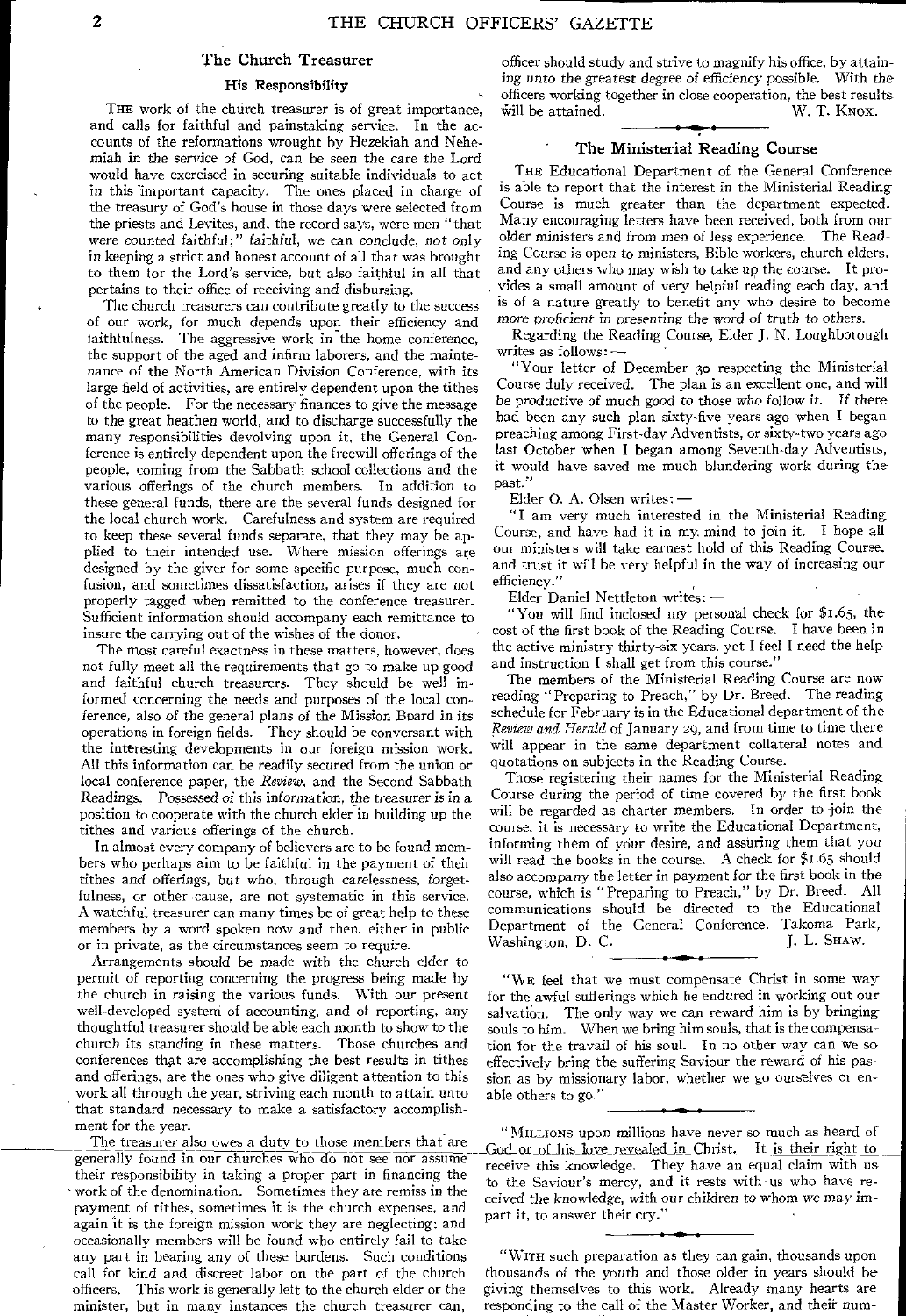## The Church Treasurer

### His Responsibility

THE work of the church treasurer is of great importance, and calls for faithful and painstaking service. In the accounts of the reformations wrought by Hezekiah and Nehemiah in the service of God, can be seen the care the Lord would have exercised in securing suitable individuals to act in this important capacity. The ones placed in charge of the treasury of God's house in those days were selected from the priests and Levites, and, the record says, were men "that were counted faithful;" faithful, we can conclude, not only in keeping a strict and honest account of all that was brought to them for the Lord's service, but also faithful in all that pertains to their office of receiving and disbursing.

The church treasurers can contribute greatly to the success of our work, for much depends upon their efficiency and faithfulness. The aggressive work in the home conference, the support of the aged and infirm laborers, and the maintenance of the North American Division Conference, with its large field of activities, are entirely dependent upon the tithes of the people. For the necessary finances to give the message to the great heathen world, and to discharge successfully the many responsibilities devolving upon it, the General Conference is entirely dependent upon the freewill offerings of the people, coming from the Sabbath school collections and the various offerings of the church members. In addition to these general funds, there are the several funds designed for the local church work. Carefulness and system are required to keep these several funds separate, that they may be applied to their intended use. Where mission offerings are designed by the giver for some specific purpose, much confusion, and sometimes dissatisfaction, arises if they are not properly tagged when remitted to the conference treasurer. Sufficient information should accompany each remittance to insure the carrying out of the wishes of the donor.

The most careful exactness in these matters, however, does not fully meet all the requirements that go to make up good and faithful church treasurers. They should be well informed concerning the needs and purposes of the local conference, also of the general plans of the Mission Board in its operations in foreign fields. They should be conversant with the interesting developments in our foreign mission work. All this information can be readily secured from the union or local conference paper, the *Review*, and the Second Sabbath Readings. Possessed of this information, the treasurer is in a position to cooperate with the church elder in building up the tithes and various offerings of the church.

In almost every company of believers are to be found members who perhaps aim to be faithful in the payment of their tithes and offerings, but who, through carelessness, forgetfulness, or other cause, are not systematic in this service. A watchful treasurer can many times be of great help to these members by a word spoken now and then, either in public or in private, as the circumstances seem to require.

Arrangements should be made with the church elder to permit of reporting concerning the progress being made by the church in raising the various funds. With our present well-developed system of accounting, and of reporting, any thoughtful treasurer should be able each month to show to the church its standing in these matters. Those churches and conferences that are accomplishing the best results in tithes and offerings, are the ones who give diligent attention to this work all through the year, striving each month to attain unto that standard necessary to make a satisfactory accomplishment for the year.

The treasurer also owes a duty to those members that are generally found in our churches who do not see nor assume their responsibility in taking a proper part in financing the work of the denomination. Sometimes they are remiss in the payment of tithes, sometimes it is the church expenses, and again it is the foreign mission work they are neglecting; and occasionally members will be found who entirely fail to take any part in bearing any of these burdens. Such conditions call for kind and discreet labor on the part of the church officers. This work is generally left to the church elder or the minister, but in many instances the church treasurer can, officer should study and strive to magnify his office, by attaining unto the greatest degree of efficiency possible. With the officers working together in close cooperation, the best results will be attained.

W. T. KNOX.

---

## The Ministerial Reading Course

THE Educational Department of the General Conference is able to report that the interest in the Ministerial Reading Course is much greater than the department expected. Many encouraging letters have been received, both from our older ministers and from men of less experience. The Reading Course is open to ministers, Bible workers, church elders, and any others who may wish to take up the course. It provides a small amount of very helpful reading each day, and is of a nature greatly to benefit any who desire to become more proficient in presenting the word of truth to others.

Regarding the Reading Course, Elder J. N. Loughborough writes as follows: —

"Your letter of December 30 respecting the Ministerial Course duly received. The plan is an excellent one, and will be productive of much good to those who follow it. If there had been any such plan sixty-five years ago when I began preaching among First-day Adventists, or sixty-two years ago last October when I began among Seventh-day Adventists, it would have saved me much blundering work during the past."

Elder O. A. Olsen writes: —

"I am very much interested in the Ministerial Reading Course, and have had it in my mind to join it. I hope all our ministers will take earnest hold of this Reading Course, and trust it will be very helpful in the way of increasing our efficiency."

Elder Daniel Nettleton writes: —

"You will find inclosed my personal check for $1.65, the cost of the first book of the Reading Course. I have been in the active ministry thirty-six years, yet I feel I need the help and instruction I shall get from this course."

The members of the Ministerial Reading Course are now reading "Preparing to Preach," by Dr. Breed. The reading schedule for February is in the Educational department of the *Review and Herald* of January 29, and from time to time there will appear in the same department collateral notes and quotations on subjects in the Reading Course.

Those registering their names for the Ministerial Reading Course during the period of time covered by the first book will be regarded as charter members. In order to join the course, it is necessary to write the Educational Department, informing them of your desire, and assuring them that you will read the books in the course. A check for $1.65 should also accompany the letter in payment for the first book in the course, which is "Preparing to Preach," by Dr. Breed. All communications should be directed to the Educational Department of the General Conference. Takoma Park, Washington, D. C.

J. L. SHAW.

---

"WE feel that we must compensate Christ in some way for the awful sufferings which he endured in working out our salvation. The only way we can reward him is by bringing souls to him. When we bring him souls, that is the compensation for the travail of his soul. In no other way can we so effectively bring the suffering Saviour the reward of his passion as by missionary labor, whether we go ourselves or enable others to go."

---

"MILLIONS upon millions have never so much as heard of God or of his love revealed in Christ. It is their right to receive this knowledge. They have an equal claim with us to the Saviour's mercy, and it rests with us who have received the knowledge, with our children to whom we may impart it, to answer their cry."

---

"WITH such preparation as they can gain, thousands upon thousands of the youth and those older in years should be giving themselves to this work. Already many hearts are responding to the call of the Master Worker, and their num-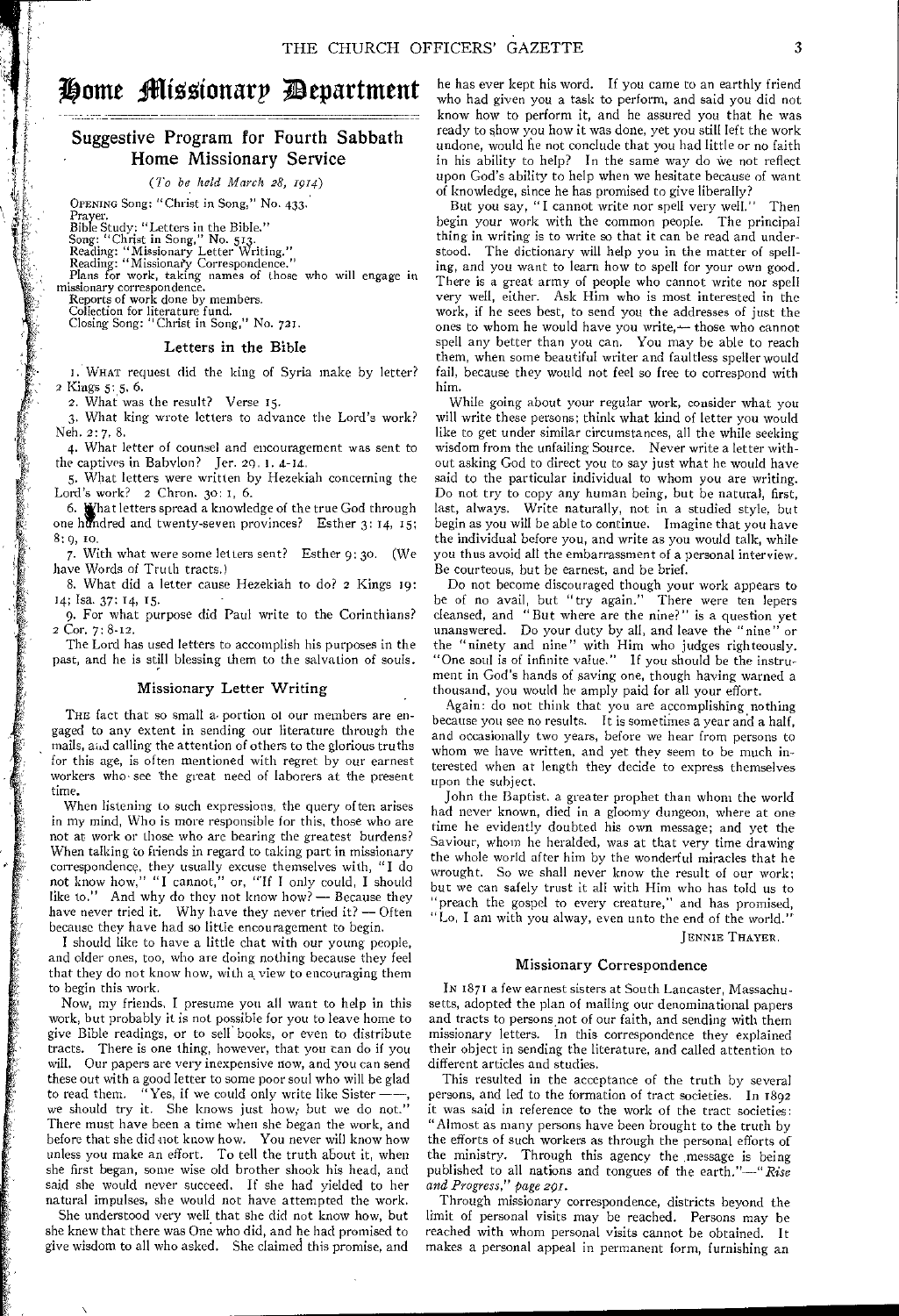# Home Missionary Department

## Suggestive Program for Fourth Sabbath Home Missionary Service

*(To be held March 28, 1914)*

OPENING Song: "Christ in Song," No. 433.
Prayer.
Bible Study: "Letters in the Bible."
Song: "Christ in Song," No. 513.
Reading: "Missionary Letter Writing."
Reading: "Missionary Correspondence."
Plans for work, taking names of those who will engage in missionary correspondence.
Reports of work done by members.
Collection for literature fund.
Closing Song: "Christ in Song," No. 721.

### Letters in the Bible

1. WHAT request did the king of Syria make by letter? 2 Kings 5: 5, 6.

2. What was the result? Verse 15.

3. What king wrote letters to advance the Lord's work? Neh. 2: 7, 8.

4. What letter of counsel and encouragement was sent to the captives in Babylon? Jer. 29: 1, 4-14.

5. What letters were written by Hezekiah concerning the Lord's work? 2 Chron. 30: 1, 6.

6. What letters spread a knowledge of the true God through one hundred and twenty-seven provinces? Esther 3: 14, 15; 8: 9, 10.

7. With what were some letters sent? Esther 9: 30. (We have Words of Truth tracts.)

8. What did a letter cause Hezekiah to do? 2 Kings 19: 14; Isa. 37: 14, 15.

9. For what purpose did Paul write to the Corinthians? 2 Cor. 7: 8-12.

The Lord has used letters to accomplish his purposes in the past, and he is still blessing them to the salvation of souls.

### Missionary Letter Writing

THE fact that so small a portion of our members are engaged to any extent in sending our literature through the mails, and calling the attention of others to the glorious truths for this age, is often mentioned with regret by our earnest workers who see the great need of laborers at the present time.

When listening to such expressions, the query often arises in my mind, Who is more responsible for this, those who are not at work or those who are bearing the greatest burdens? When talking to friends in regard to taking part in missionary correspondence, they usually excuse themselves with, "I do not know how," "I cannot," or, "If I only could, I should like to." And why do they not know how? — Because they have never tried it. Why have they never tried it? — Often because they have had so little encouragement to begin.

I should like to have a little chat with our young people, and older ones, too, who are doing nothing because they feel that they do not know how, with a view to encouraging them to begin this work.

Now, my friends, I presume you all want to help in this work, but probably it is not possible for you to leave home to give Bible readings, or to sell books, or even to distribute tracts. There is one thing, however, that you can do if you will. Our papers are very inexpensive now, and you can send these out with a good letter to some poor soul who will be glad to read them. "Yes, if we could only write like Sister ——, we should try it. She knows just how; but we do not." There must have been a time when she began the work, and before that she did not know how. You never will know how unless you make an effort. To tell the truth about it, when she first began, some wise old brother shook his head, and said she would never succeed. If she had yielded to her natural impulses, she would not have attempted the work.

She understood very well that she did not know how, but she knew that there was One who did, and he had promised to give wisdom to all who asked. She claimed this promise, and he has ever kept his word. If you came to an earthly friend who had given you a task to perform, and said you did not know how to perform it, and he assured you that he was ready to show you how it was done, yet you still left the work undone, would he not conclude that you had little or no faith in his ability to help? In the same way do we not reflect upon God's ability to help when we hesitate because of want of knowledge, since he has promised to give liberally?

But you say, "I cannot write nor spell very well." Then begin your work with the common people. The principal thing in writing is to write so that it can be read and understood. The dictionary will help you in the matter of spelling, and you want to learn how to spell for your own good. There is a great army of people who cannot write nor spell very well, either. Ask Him who is most interested in the work, if he sees best, to send you the addresses of just the ones to whom he would have you write,— those who cannot spell any better than you can. You may be able to reach them, when some beautiful writer and faultless speller would fail, because they would not feel so free to correspond with him.

While going about your regular work, consider what you will write these persons; think what kind of letter you would like to get under similar circumstances, all the while seeking wisdom from the unfailing Source. Never write a letter without asking God to direct you to say just what he would have said to the particular individual to whom you are writing. Do not try to copy any human being, but be natural, first, last, always. Write naturally, not in a studied style, but begin as you will be able to continue. Imagine that you have the individual before you, and write as you would talk, while you thus avoid all the embarrassment of a personal interview. Be courteous, but be earnest, and be brief.

Do not become discouraged though your work appears to be of no avail, but "try again." There were ten lepers cleansed, and "But where are the nine?" is a question yet unanswered. Do your duty by all, and leave the "nine" or the "ninety and nine" with Him who judges righteously. "One soul is of infinite value." If you should be the instrument in God's hands of saving one, though having warned a thousand, you would be amply paid for all your effort.

Again: do not think that you are accomplishing nothing because you see no results. It is sometimes a year and a half, and occasionally two years, before we hear from persons to whom we have written, and yet they seem to be much interested when at length they decide to express themselves upon the subject.

John the Baptist, a greater prophet than whom the world had never known, died in a gloomy dungeon, where at one time he evidently doubted his own message; and yet the Saviour, whom he heralded, was at that very time drawing the whole world after him by the wonderful miracles that he wrought. So we shall never know the result of our work; but we can safely trust it all with Him who has told us to "preach the gospel to every creature," and has promised, "Lo, I am with you alway, even unto the end of the world."

JENNIE THAYER.

### Missionary Correspondence

IN 1871 a few earnest sisters at South Lancaster, Massachusetts, adopted the plan of mailing our denominational papers and tracts to persons not of our faith, and sending with them missionary letters. In this correspondence they explained their object in sending the literature, and called attention to different articles and studies.

This resulted in the acceptance of the truth by several persons, and led to the formation of tract societies. In 1892 it was said in reference to the work of the tract societies: "Almost as many persons have been brought to the truth by the efforts of such workers as through the personal efforts of the ministry. Through this agency the message is being published to all nations and tongues of the earth."—"*Rise and Progress," page 291.*

Through missionary correspondence, districts beyond the limit of personal visits may be reached. Persons may be reached with whom personal visits cannot be obtained. It makes a personal appeal in permanent form, furnishing an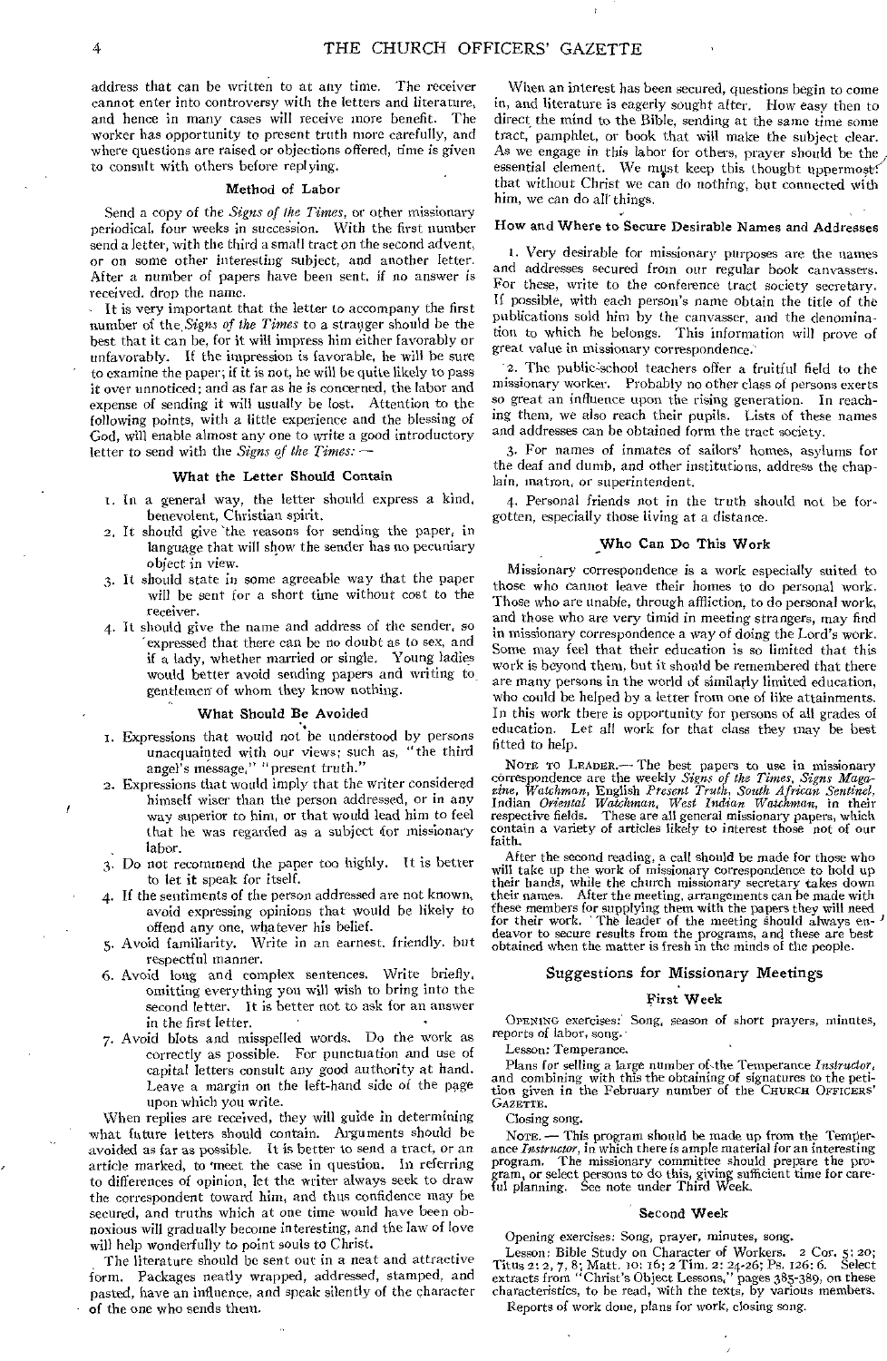address that can be written to at any time. The receiver cannot enter into controversy with the letters and literature, and hence in many cases will receive more benefit. The worker has opportunity to present truth more carefully, and where questions are raised or objections offered, time is given to consult with others before replying.

### Method of Labor

Send a copy of the *Signs of the Times*, or other missionary periodical, four weeks in succession. With the first number send a letter, with the third a small tract on the second advent, or on some other interesting subject, and another letter. After a number of papers have been sent, if no answer is received, drop the name.

It is very important that the letter to accompany the first number of the *Signs of the Times* to a stranger should be the best that it can be, for it will impress him either favorably or unfavorably. If the impression is favorable, he will be sure to examine the paper; if it is not, he will be quite likely to pass it over unnoticed; and as far as he is concerned, the labor and expense of sending it will usually be lost. Attention to the following points, with a little experience and the blessing of God, will enable almost any one to write a good introductory letter to send with the *Signs of the Times*: —

### What the Letter Should Contain

1. In a general way, the letter should express a kind, benevolent, Christian spirit.
2. It should give the reasons for sending the paper, in language that will show the sender has no pecuniary object in view.
3. It should state in some agreeable way that the paper will be sent for a short time without cost to the receiver.
4. It should give the name and address of the sender, so expressed that there can be no doubt as to sex, and if a lady, whether married or single. Young ladies would better avoid sending papers and writing to gentlemen of whom they know nothing.

### What Should Be Avoided

1. Expressions that would not be understood by persons unacquainted with our views; such as, "the third angel's message," "present truth."
2. Expressions that would imply that the writer considered himself wiser than the person addressed, or in any way superior to him, or that would lead him to feel that he was regarded as a subject for missionary labor.
3. Do not recommend the paper too highly. It is better to let it speak for itself.
4. If the sentiments of the person addressed are not known, avoid expressing opinions that would be likely to offend any one, whatever his belief.
5. Avoid familiarity. Write in an earnest, friendly, but respectful manner.
6. Avoid long and complex sentences. Write briefly, omitting everything you will wish to bring into the second letter. It is better not to ask for an answer in the first letter.
7. Avoid blots and misspelled words. Do the work as correctly as possible. For punctuation and use of capital letters consult any good authority at hand. Leave a margin on the left-hand side of the page upon which you write.

When replies are received, they will guide in determining what future letters should contain. Arguments should be avoided as far as possible. It is better to send a tract, or an article marked, to meet the case in question. In referring to differences of opinion, let the writer always seek to draw the correspondent toward him, and thus confidence may be secured, and truths which at one time would have been obnoxious will gradually become interesting, and the law of love will help wonderfully to point souls to Christ.

The literature should be sent out in a neat and attractive form. Packages neatly wrapped, addressed, stamped, and pasted, have an influence, and speak silently of the character of the one who sends them.

When an interest has been secured, questions begin to come in, and literature is eagerly sought after. How easy then to direct the mind to the Bible, sending at the same time some tract, pamphlet, or book that will make the subject clear. As we engage in this labor for others, prayer should be the essential element. We must keep this thought uppermost that without Christ we can do nothing, but connected with him, we can do all things.

### How and Where to Secure Desirable Names and Addresses

1. Very desirable for missionary purposes are the names and addresses secured from our regular book canvassers. For these, write to the conference tract society secretary. If possible, with each person's name obtain the title of the publications sold him by the canvasser, and the denomination to which he belongs. This information will prove of great value in missionary correspondence.
2. The public-school teachers offer a fruitful field to the missionary worker. Probably no other class of persons exerts so great an influence upon the rising generation. In reaching them, we also reach their pupils. Lists of these names and addresses can be obtained form the tract society.
3. For names of inmates of sailors' homes, asylums for the deaf and dumb, and other institutions, address the chaplain, matron, or superintendent.
4. Personal friends not in the truth should not be forgotten, especially those living at a distance.

### Who Can Do This Work

Missionary correspondence is a work especially suited to those who cannot leave their homes to do personal work. Those who are unable, through affliction, to do personal work, and those who are very timid in meeting strangers, may find in missionary correspondence a way of doing the Lord's work. Some may feel that their education is so limited that this work is beyond them, but it should be remembered that there are many persons in the world of similarly limited education, who could be helped by a letter from one of like attainments. In this work there is opportunity for persons of all grades of education. Let all work for that class they may be best fitted to help.

NOTE TO LEADER.— The best papers to use in missionary correspondence are the weekly *Signs of the Times*, *Signs Magazine*, *Watchman*, English *Present Truth*, *South African Sentinel*, Indian *Oriental Watchman*, *West Indian Watchman*, in their respective fields. These are all general missionary papers, which contain a variety of articles likely to interest those not of our faith.

After the second reading, a call should be made for those who will take up the work of missionary correspondence to hold up their hands, while the church missionary secretary takes down their names. After the meeting, arrangements can be made with these members for supplying them with the papers they will need for their work. The leader of the meeting should always endeavor to secure results from the programs, and these are best obtained when the matter is fresh in the minds of the people.

## Suggestions for Missionary Meetings

### First Week

OPENING exercises: Song, season of short prayers, minutes, reports of labor, song.

Lesson: Temperance.

Plans for selling a large number of the Temperance *Instructor*, and combining with this the obtaining of signatures to the petition given in the February number of the CHURCH OFFICERS' GAZETTE.

Closing song.

NOTE.— This program should be made up from the Temperance *Instructor*, in which there is ample material for an interesting program. The missionary committee should prepare the program, or select persons to do this, giving sufficient time for careful planning. See note under Third Week.

### Second Week

Opening exercises: Song, prayer, minutes, song.

Lesson: Bible Study on Character of Workers. 2 Cor. 5: 20; Titus 2: 2, 7, 8; Matt. 10: 16; 2 Tim. 2: 24-26; Ps. 126: 6. Select extracts from "Christ's Object Lessons," pages 385-389, on these characteristics, to be read, with the texts, by various members.

Reports of work done, plans for work, closing song.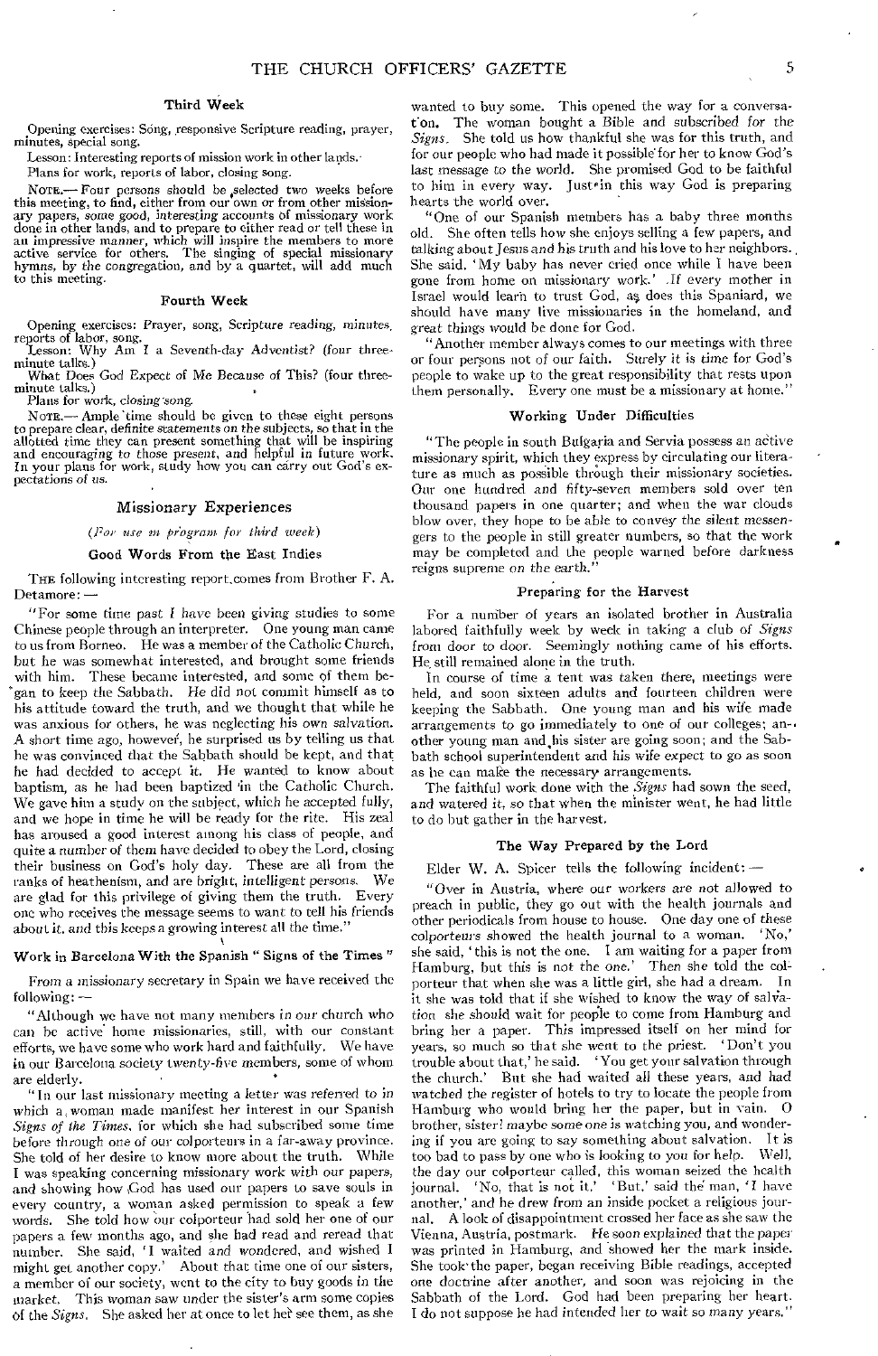### Third Week

Opening exercises: Song, responsive Scripture reading, prayer, minutes, special song.

Lesson: Interesting reports of mission work in other lands.

Plans for work, reports of labor, closing song.

NOTE.— Four persons should be selected two weeks before this meeting, to find, either from our own or from other missionary papers, some good, interesting accounts of missionary work done in other lands, and to prepare to either read or tell these in an impressive manner, which will inspire the members to more active service for others. The singing of special missionary hymns, by the congregation, and by a quartet, will add much to this meeting.

### Fourth Week

Opening exercises: Prayer, song, Scripture reading, minutes, reports of labor, song.

Lesson: Why Am I a Seventh-day Adventist? (four three-minute talks.)

What Does God Expect of Me Because of This? (four three-minute talks.)

Plans for work, closing song.

NOTE.— Ample time should be given to these eight persons to prepare clear, definite statements on the subjects, so that in the allotted time they can present something that will be inspiring and encouraging to those present, and helpful in future work. In your plans for work, study how you can carry out God's expectations of us.

## Missionary Experiences

*(For use in program for third week)*

### Good Words From the East Indies

THE following interesting report comes from Brother F. A. Detamore: —

"For some time past I have been giving studies to some Chinese people through an interpreter. One young man came to us from Borneo. He was a member of the Catholic Church, but he was somewhat interested, and brought some friends with him. These became interested, and some of them began to keep the Sabbath. He did not commit himself as to his attitude toward the truth, and we thought that while he was anxious for others, he was neglecting his own salvation. A short time ago, however, he surprised us by telling us that he was convinced that the Sabbath should be kept, and that he had decided to accept it. He wanted to know about baptism, as he had been baptized in the Catholic Church. We gave him a study on the subject, which he accepted fully, and we hope in time he will be ready for the rite. His zeal has aroused a good interest among his class of people, and quite a number of them have decided to obey the Lord, closing their business on God's holy day. These are all from the ranks of heathenism, and are bright, intelligent persons. We are glad for this privilege of giving them the truth. Every one who receives the message seems to want to tell his friends about it, and this keeps a growing interest all the time."

### Work in Barcelona With the Spanish "Signs of the Times"

From a missionary secretary in Spain we have received the following: —

"Although we have not many members in our church who can be active home missionaries, still, with our constant efforts, we have some who work hard and faithfully. We have in our Barcelona society twenty-five members, some of whom are elderly.

"In our last missionary meeting a letter was referred to in which a woman made manifest her interest in our Spanish *Signs of the Times*, for which she had subscribed some time before through one of our colporteurs in a far-away province. She told of her desire to know more about the truth. While I was speaking concerning missionary work with our papers, and showing how God has used our papers to save souls in every country, a woman asked permission to speak a few words. She told how our colporteur had sold her one of our papers a few months ago, and she had read and reread that number. She said, 'I waited and wondered, and wished I might get another copy.' About that time one of our sisters, a member of our society, went to the city to buy goods in the market. This woman saw under the sister's arm some copies of the *Signs*. She asked her at once to let her see them, as she wanted to buy some. This opened the way for a conversation. The woman bought a Bible and subscribed for the *Signs*. She told us how thankful she was for this truth, and for our people who had made it possible for her to know God's last message to the world. She promised God to be faithful to him in every way. Just in this way God is preparing hearts the world over.

"One of our Spanish members has a baby three months old. She often tells how she enjoys selling a few papers, and talking about Jesus and his truth and his love to her neighbors. She said, 'My baby has never cried once while I have been gone from home on missionary work.' If every mother in Israel would learn to trust God, as does this Spaniard, we should have many live missionaries in the homeland, and great things would be done for God.

"Another member always comes to our meetings with three or four persons not of our faith. Surely it is time for God's people to wake up to the great responsibility that rests upon them personally. Every one must be a missionary at home."

### Working Under Difficulties

"The people in south Bulgaria and Servia possess an active missionary spirit, which they express by circulating our literature as much as possible through their missionary societies. Our one hundred and fifty-seven members sold over ten thousand papers in one quarter; and when the war clouds blow over, they hope to be able to convey the silent messengers to the people in still greater numbers, so that the work may be completed and the people warned before darkness reigns supreme on the earth."

### Preparing for the Harvest

For a number of years an isolated brother in Australia labored faithfully week by week in taking a club of *Signs* from door to door. Seemingly nothing came of his efforts. He still remained alone in the truth.

In course of time a tent was taken there, meetings were held, and soon sixteen adults and fourteen children were keeping the Sabbath. One young man and his wife made arrangements to go immediately to one of our colleges; another young man and his sister are going soon; and the Sabbath school superintendent and his wife expect to go as soon as he can make the necessary arrangements.

The faithful work done with the *Signs* had sown the seed, and watered it, so that when the minister went, he had little to do but gather in the harvest.

### The Way Prepared by the Lord

Elder W. A. Spicer tells the following incident: —

"Over in Austria, where our workers are not allowed to preach in public, they go out with the health journals and other periodicals from house to house. One day one of these colporteurs showed the health journal to a woman. 'No,' she said, 'this is not the one. I am waiting for a paper from Hamburg, but this is not the one.' Then she told the colporteur that when she was a little girl, she had a dream. In it she was told that if she wished to know the way of salvation she should wait for people to come from Hamburg and bring her a paper. This impressed itself on her mind for years, so much so that she went to the priest. 'Don't you trouble about that,' he said. 'You get your salvation through the church.' But she had waited all these years, and had watched the register of hotels to try to locate the people from Hamburg who would bring her the paper, but in vain. O brother, sister! maybe some one is watching you, and wondering if you are going to say something about salvation. It is too bad to pass by one who is looking to you for help. Well, the day our colporteur called, this woman seized the health journal. 'No, that is not it.' 'But,' said the man, 'I have another,' and he drew from an inside pocket a religious journal. A look of disappointment crossed her face as she saw the Vienna, Austria, postmark. He soon explained that the paper was printed in Hamburg, and showed her the mark inside. She took the paper, began receiving Bible readings, accepted one doctrine after another, and soon was rejoicing in the Sabbath of the Lord. God had been preparing her heart. I do not suppose he had intended her to wait so many years."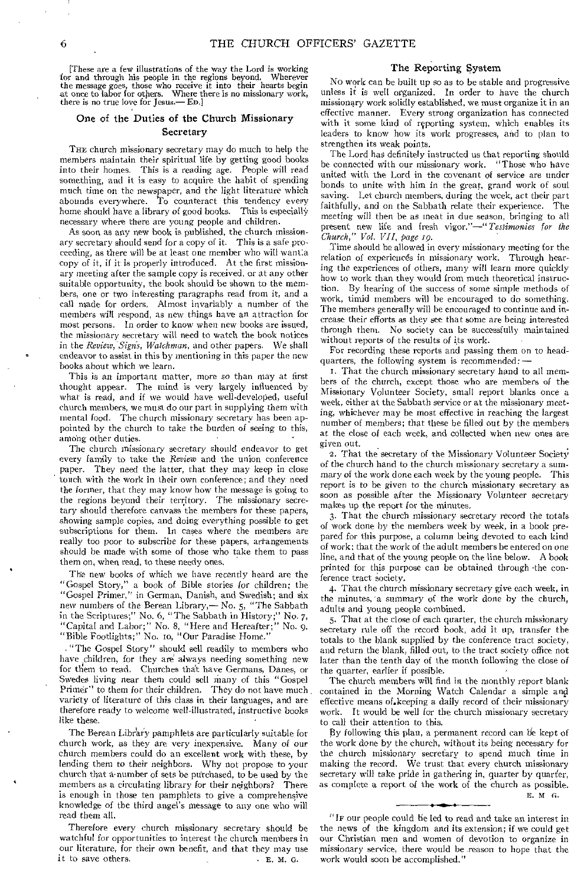[These are a few illustrations of the way the Lord is working for and through his people in the regions beyond. Wherever the message goes, those who receive it into their hearts begin at once to labor for others. Where there is no missionary work, there is no true love for Jesus.— ED.]

## One of the Duties of the Church Missionary Secretary

THE church missionary secretary may do much to help the members maintain their spiritual life by getting good books into their homes. This is a reading age. People will read something, and it is easy to acquire the habit of spending much time on the newspaper, and the light literature which abounds everywhere. To counteract this tendency every home should have a library of good books. This is especially necessary where there are young people and children.

As soon as any new book is published, the church missionary secretary should send for a copy of it. This is a safe proceeding, as there will be at least one member who will want a copy of it, if it is properly introduced. At the first missionary meeting after the sample copy is received, or at any other suitable opportunity, the book should be shown to the members, one or two interesting paragraphs read from it, and a call made for orders. Almost invariably a number of the members will respond, as new things have an attraction for most persons. In order to know when new books are issued, the missionary secretary will need to watch the book notices in the *Review*, *Signs*, *Watchman*, and other papers. We shall endeavor to assist in this by mentioning in this paper the new books about which we learn.

This is an important matter, more so than may at first thought appear. The mind is very largely influenced by what is read, and if we would have well-developed, useful church members, we must do our part in supplying them with mental food. The church missionary secretary has been appointed by the church to take the burden of seeing to this, among other duties.

The church missionary secretary should endeavor to get every family to take the *Review* and the union conference paper. They need the latter, that they may keep in close touch with the work in their own conference; and they need the former, that they may know how the message is going to the regions beyond their territory. The missionary secretary should therefore canvass the members for these papers, showing sample copies, and doing everything possible to get subscriptions for them. In cases where the members are really too poor to subscribe for these papers, arrangements should be made with some of those who take them to pass them on, when read, to these needy ones.

The new books of which we have recently heard are the "Gospel Story," a book of Bible stories for children; the "Gospel Primer," in German, Danish, and Swedish; and six new numbers of the Berean Library,— No. 5, "The Sabbath in the Scriptures;" No. 6, "The Sabbath in History;" No. 7, "Capital and Labor;" No. 8, "Here and Hereafter;" No. 9, "Bible Footlights;" No. 10, "Our Paradise Home."

"The Gospel Story" should sell readily to members who have children, for they are always needing something new for them to read. Churches that have Germans, Danes, or Swedes living near them could sell many of this "Gospel Primer" to them for their children. They do not have much variety of literature of this class in their languages, and are therefore ready to welcome well-illustrated, instructive books like these.

The Berean Library pamphlets are particularly suitable for church work, as they are very inexpensive. Many of our church members could do an excellent work with these, by lending them to their neighbors. Why not propose to your church that a number of sets be purchased, to be used by the members as a circulating library for their neighbors? There is enough in those ten pamphlets to give a comprehensive knowledge of the third angel's message to any one who will read them all.

Therefore every church missionary secretary should be watchful for opportunities to interest the church members in our literature, for their own benefit, and that they may use it to save others.

E. M. G.

## The Reporting System

No work can be built up so as to be stable and progressive unless it is well organized. In order to have the church missionary work solidly established, we must organize it in an effective manner. Every strong organization has connected with it some kind of reporting system, which enables its leaders to know how its work progresses, and to plan to strengthen its weak points.

The Lord has definitely instructed us that reporting should be connected with our missionary work. "Those who have united with the Lord in the covenant of service are under bonds to unite with him in the great, grand work of soul saving. Let church members, during the week, act their part faithfully, and on the Sabbath relate their experience. The meeting will then be as meat in due season, bringing to all present new life and fresh vigor."—"*Testimonies for the Church," Vol. VII, page 19.*

Time should be allowed in every missionary meeting for the relation of experiences in missionary work. Through hearing the experiences of others, many will learn more quickly how to work than they would from much theoretical instruction. By hearing of the success of some simple methods of work, timid members will be encouraged to do something. The members generally will be encouraged to continue and increase their efforts as they see that some are being interested through them. No society can be successfully maintained without reports of the results of its work.

For recording these reports and passing them on to headquarters, the following system is recommended:—

1. That the church missionary secretary hand to all members of the church, except those who are members of the Missionary Volunteer Society, small report blanks once a week, either at the Sabbath service or at the missionary meeting, whichever may be most effective in reaching the largest number of members; that these be filled out by the members at the close of each week, and collected when new ones are given out.

2. That the secretary of the Missionary Volunteer Society of the church hand to the church missionary secretary a summary of the work done each week by the young people. This report is to be given to the church missionary secretary as soon as possible after the Missionary Volunteer secretary makes up the report for the minutes.

3. That the church missionary secretary record the totals of work done by the members week by week, in a book prepared for this purpose, a column being devoted to each kind of work; that the work of the adult members be entered on one line, and that of the young people on the line below. A book printed for this purpose can be obtained through the conference tract society.

4. That the church missionary secretary give each week, in the minutes, a summary of the work done by the church, adults and young people combined.

5. That at the close of each quarter, the church missionary secretary rule off the record book, add it up, transfer the totals to the blank supplied by the conference tract society, and return the blank, filled out, to the tract society office not later than the tenth day of the month following the close of the quarter, earlier if possible.

The church members will find in the monthly report blank contained in the Morning Watch Calendar a simple and effective means of keeping a daily record of their missionary work. It would be well for the church missionary secretary to call their attention to this.

By following this plan, a permanent record can be kept of the work done by the church, without its being necessary for the church missionary secretary to spend much time in making the record. We trust that every church missionary secretary will take pride in gathering in, quarter by quarter, as complete a report of the work of the church as possible.

E. M. G.

---

"IF our people could be led to read and take an interest in the news of the kingdom and its extension; if we could get our Christian men and women of devotion to organize in missionary service, there would be reason to hope that the work would soon be accomplished."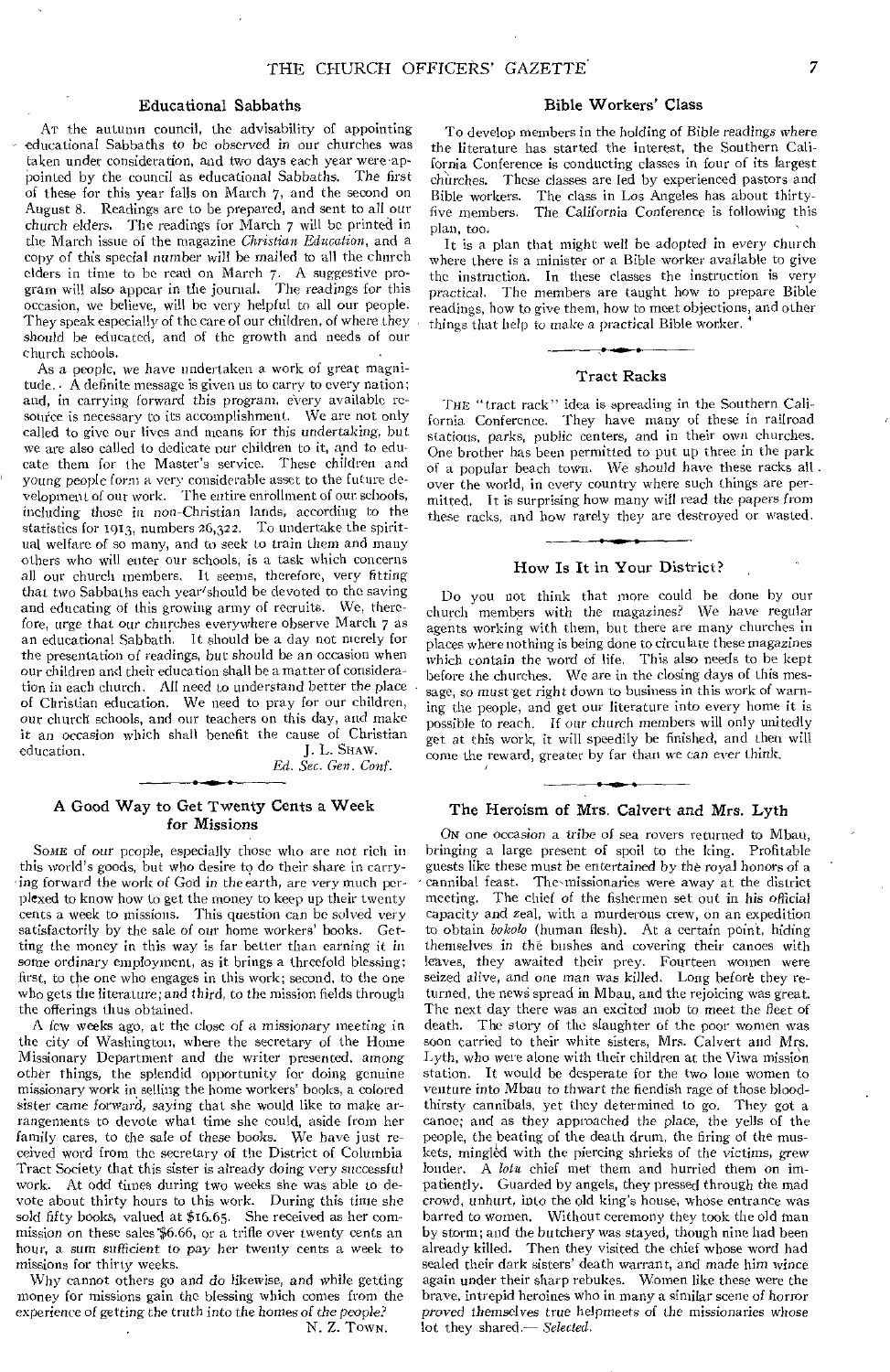## Educational Sabbaths

At the autumn council, the advisability of appointing educational Sabbaths to be observed in our churches was taken under consideration, and two days each year were appointed by the council as educational Sabbaths. The first of these for this year falls on March 7, and the second on August 8. Readings are to be prepared, and sent to all our church elders. The readings for March 7 will be printed in the March issue of the magazine *Christian Education*, and a copy of this special number will be mailed to all the church elders in time to be read on March 7. A suggestive program will also appear in the journal. The readings for this occasion, we believe, will be very helpful to all our people. They speak especially of the care of our children, of where they should be educated, and of the growth and needs of our church schools.

As a people, we have undertaken a work of great magnitude. A definite message is given us to carry to every nation; and, in carrying forward this program, every available resource is necessary to its accomplishment. We are not only called to give our lives and means for this undertaking, but we are also called to dedicate our children to it, and to educate them for the Master's service. These children and young people form a very considerable asset to the future development of our work. The entire enrollment of our schools, including those in non-Christian lands, according to the statistics for 1913, numbers 26,322. To undertake the spiritual welfare of so many, and to seek to train them and many others who will enter our schools, is a task which concerns all our church members. It seems, therefore, very fitting that two Sabbaths each year should be devoted to the saving and educating of this growing army of recruits. We, therefore, urge that our churches everywhere observe March 7 as an educational Sabbath. It should be a day not merely for the presentation of readings, but should be an occasion when our children and their education shall be a matter of consideration in each church. All need to understand better the place of Christian education. We need to pray for our children, our church schools, and our teachers on this day, and make it an occasion which shall benefit the cause of Christian education.

J. L. Shaw,
*Ed. Sec. Gen. Conf.*

## A Good Way to Get Twenty Cents a Week for Missions

Some of our people, especially those who are not rich in this world's goods, but who desire to do their share in carrying forward the work of God in the earth, are very much perplexed to know how to get the money to keep up their twenty cents a week to missions. This question can be solved very satisfactorily by the sale of our home workers' books. Getting the money in this way is far better than earning it in some ordinary employment, as it brings a threefold blessing; first, to the one who engages in this work; second, to the one who gets the literature; and third, to the mission fields through the offerings thus obtained.

A few weeks ago, at the close of a missionary meeting in the city of Washington, where the secretary of the Home Missionary Department and the writer presented, among other things, the splendid opportunity for doing genuine missionary work in selling the home workers' books, a colored sister came forward, saying that she would like to make arrangements to devote what time she could, aside from her family cares, to the sale of these books. We have just received word from the secretary of the District of Columbia Tract Society that this sister is already doing very successful work. At odd times during two weeks she was able to devote about thirty hours to this work. During this time she sold fifty books, valued at $16.65. She received as her commission on these sales $6.66, or a trifle over twenty cents an hour, a sum sufficient to pay her twenty cents a week to missions for thirty weeks.

Why cannot others go and do likewise, and while getting money for missions gain the blessing which comes from the experience of getting the truth into the homes of the people?

N. Z. Town.

## Bible Workers' Class

To develop members in the holding of Bible readings where the literature has started the interest, the Southern California Conference is conducting classes in four of its largest churches. These classes are led by experienced pastors and Bible workers. The class in Los Angeles has about thirty-five members. The California Conference is following this plan, too.

It is a plan that might well be adopted in every church where there is a minister or a Bible worker available to give the instruction. In these classes the instruction is very practical. The members are taught how to prepare Bible readings, how to give them, how to meet objections, and other things that help to make a practical Bible worker.

## Tract Racks

The "tract rack" idea is spreading in the Southern California Conference. They have many of these in railroad stations, parks, public centers, and in their own churches. One brother has been permitted to put up three in the park of a popular beach town. We should have these racks all over the world, in every country where such things are permitted. It is surprising how many will read the papers from these racks, and how rarely they are destroyed or wasted.

## How Is It in Your District?

Do you not think that more could be done by our church members with the magazines? We have regular agents working with them, but there are many churches in places where nothing is being done to circulate these magazines which contain the word of life. This also needs to be kept before the churches. We are in the closing days of this message, so must get right down to business in this work of warning the people, and get our literature into every home it is possible to reach. If our church members will only unitedly get at this work, it will speedily be finished, and then will come the reward, greater by far than we can ever think.

## The Heroism of Mrs. Calvert and Mrs. Lyth

On one occasion a tribe of sea rovers returned to Mbau, bringing a large present of spoil to the king. Profitable guests like these must be entertained by the royal honors of a cannibal feast. The missionaries were away at the district meeting. The chief of the fishermen set out in his official capacity and zeal, with a murderous crew, on an expedition to obtain *bokolo* (human flesh). At a certain point, hiding themselves in the bushes and covering their canoes with leaves, they awaited their prey. Fourteen women were seized alive, and one man was killed. Long before they returned, the news spread in Mbau, and the rejoicing was great. The next day there was an excited mob to meet the fleet of death. The story of the slaughter of the poor women was soon carried to their white sisters, Mrs. Calvert and Mrs. Lyth, who were alone with their children at the Viwa mission station. It would be desperate for the two lone women to venture into Mbau to thwart the fiendish rage of those bloodthirsty cannibals, yet they determined to go. They got a canoe; and as they approached the place, the yells of the people, the beating of the death drum, the firing of the muskets, mingled with the piercing shrieks of the victims, grew louder. A *lotu* chief met them and hurried them on impatiently. Guarded by angels, they pressed through the mad crowd, unhurt, into the old king's house, whose entrance was barred to women. Without ceremony they took the old man by storm; and the butchery was stayed, though nine had been already killed. Then they visited the chief whose word had sealed their dark sisters' death warrant, and made him wince again under their sharp rebukes. Women like these were the brave, intrepid heroines who in many a similar scene of horror proved themselves true helpmeets of the missionaries whose lot they shared.— *Selected.*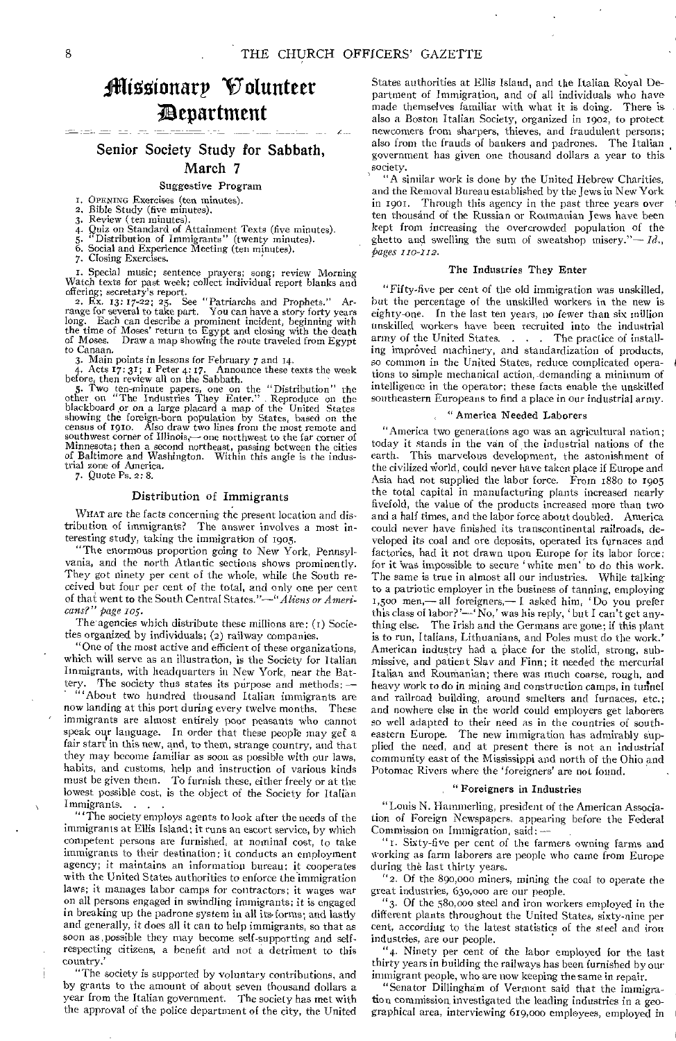# Missionary Volunteer Department

## Senior Society Study for Sabbath, March 7

### Suggestive Program

1. OPENING Exercises (ten minutes).
2. Bible Study (five minutes).
3. Review (ten minutes).
4. Quiz on Standard of Attainment Texts (five minutes).
5. "Distribution of Immigrants" (twenty minutes).
6. Social and Experience Meeting (ten minutes).
7. Closing Exercises.

1. Special music; sentence prayers; song; review Morning Watch texts for past week; collect individual report blanks and offering; secretary's report.

2. Ex. 13: 17-22; 25. See "Patriarchs and Prophets." Arrange for several to take part. You can have a story forty years long. Each can describe a prominent incident, beginning with the time of Moses' return to Egypt and closing with the death of Moses. Draw a map showing the route traveled from Egypt to Canaan.

3. Main points in lessons for February 7 and 14.

4. Acts 17: 31; 1 Peter 4: 17. Announce these texts the week before, then review all on the Sabbath.

5. Two ten-minute papers, one on the "Distribution" the other on "The Industries They Enter." Reproduce on the blackboard or on a large placard a map of the United States showing the foreign-born population by States, based on the census of 1910. Also draw two lines from the most remote and southwest corner of Illinois,— one northwest to the far corner of Minnesota; then a second northeast, passing between the cities of Baltimore and Washington. Within this angle is the industrial zone of America.

7. Quote Ps. 2: 8.

### Distribution of Immigrants

WHAT are the facts concerning the present location and distribution of immigrants? The answer involves a most interesting study, taking the immigration of 1905.

"The enormous proportion going to New York, Pennsylvania, and the north Atlantic sections shows prominently. They got ninety per cent of the whole, while the South received but four per cent of the total, and only one per cent of that went to the South Central States."—"*Aliens or Americans?*" *page 105*.

The agencies which distribute these millions are: (1) Societies organized by individuals; (2) railway companies.

"One of the most active and efficient of these organizations, which will serve as an illustration, is the Society for Italian Immigrants, with headquarters in New York, near the Battery. The society thus states its purpose and methods: —

"'About two hundred thousand Italian immigrants are now landing at this port during every twelve months. These immigrants are almost entirely poor peasants who cannot speak our language. In order that these people may get a fair start in this new, and, to them, strange country, and that they may become familiar as soon as possible with our laws, habits, and customs, help and instruction of various kinds must be given them. To furnish these, either freely or at the lowest possible cost, is the object of the Society for Italian Immigrants. . . .

"'The society employs agents to look after the needs of the immigrants at Ellis Island; it runs an escort service, by which competent persons are furnished, at nominal cost, to take immigrants to their destination; it conducts an employment agency; it maintains an information bureau; it cooperates with the United States authorities to enforce the immigration laws; it manages labor camps for contractors; it wages war on all persons engaged in swindling immigrants; it is engaged in breaking up the padrone system in all its forms; and lastly and generally, it does all it can to help immigrants, so that as soon as possible they may become self-supporting and self-respecting citizens, a benefit and not a detriment to this country.'

"The society is supported by voluntary contributions, and by grants to the amount of about seven thousand dollars a year from the Italian government. The society has met with the approval of the police department of the city, the United States authorities at Ellis Island, and the Italian Royal Department of Immigration, and of all individuals who have made themselves familiar with what it is doing. There is also a Boston Italian Society, organized in 1902, to protect newcomers from sharpers, thieves, and fraudulent persons; also from the frauds of bankers and padrones. The Italian government has given one thousand dollars a year to this society.

"A similar work is done by the United Hebrew Charities, and the Removal Bureau established by the Jews in New York in 1901. Through this agency in the past three years over ten thousand of the Russian or Roumanian Jews have been kept from increasing the overcrowded population of the ghetto and swelling the sum of sweatshop misery."—*Id., pages 110-112.*

### The Industries They Enter

"Fifty-five per cent of the old immigration was unskilled, but the percentage of the unskilled workers in the new is eighty-one. In the last ten years, no fewer than six million unskilled workers have been recruited into the industrial army of the United States. . . . The practice of installing improved machinery, and standardization of products, so common in the United States, reduce complicated operations to simple mechanical action, demanding a minimum of intelligence in the operator; these facts enable the unskilled southeastern Europeans to find a place in our industrial army.

#### "America Needed Laborers

"America two generations ago was an agricultural nation; today it stands in the van of the industrial nations of the earth. This marvelous development, the astonishment of the civilized world, could never have taken place if Europe and Asia had not supplied the labor force. From 1880 to 1905 the total capital in manufacturing plants increased nearly fivefold, the value of the products increased more than two and a half times, and the labor force about doubled. America could never have finished its transcontinental railroads, developed its coal and ore deposits, operated its furnaces and factories, had it not drawn upon Europe for its labor force; for it was impossible to secure 'white men' to do this work. The same is true in almost all our industries. While talking to a patriotic employer in the business of tanning, employing 1,500 men,— all foreigners,— I asked him, 'Do you prefer this class of labor?'—'No,' was his reply, 'but I can't get anything else. The Irish and the Germans are gone; if this plant is to run, Italians, Lithuanians, and Poles must do the work.' American industry had a place for the stolid, strong, submissive, and patient Slav and Finn; it needed the mercurial Italian and Roumanian; there was much coarse, rough, and heavy work to do in mining and construction camps, in tunnel and railroad building, around smelters and furnaces, etc.; and nowhere else in the world could employers get laborers so well adapted to their need as in the countries of southeastern Europe. The new immigration has admirably supplied the need, and at present there is not an industrial community east of the Mississippi and north of the Ohio and Potomac Rivers where the 'foreigners' are not found.

#### "Foreigners in Industries

"Louis N. Hammerling, president of the American Association of Foreign Newspapers, appearing before the Federal Commission on Immigration, said: —

"1. Sixty-five per cent of the farmers owning farms and working as farm laborers are people who came from Europe during the last thirty years.

"2. Of the 890,000 miners, mining the coal to operate the great industries, 630,000 are our people.

"3. Of the 580,000 steel and iron workers employed in the different plants throughout the United States, sixty-nine per cent, according to the latest statistics of the steel and iron industries, are our people.

"4. Ninety per cent of the labor employed for the last thirty years in building the railways has been furnished by our immigrant people, who are now keeping the same in repair.

"Senator Dillingham of Vermont said that the immigration commission investigated the leading industries in a geographical area, interviewing 619,000 employees, employed in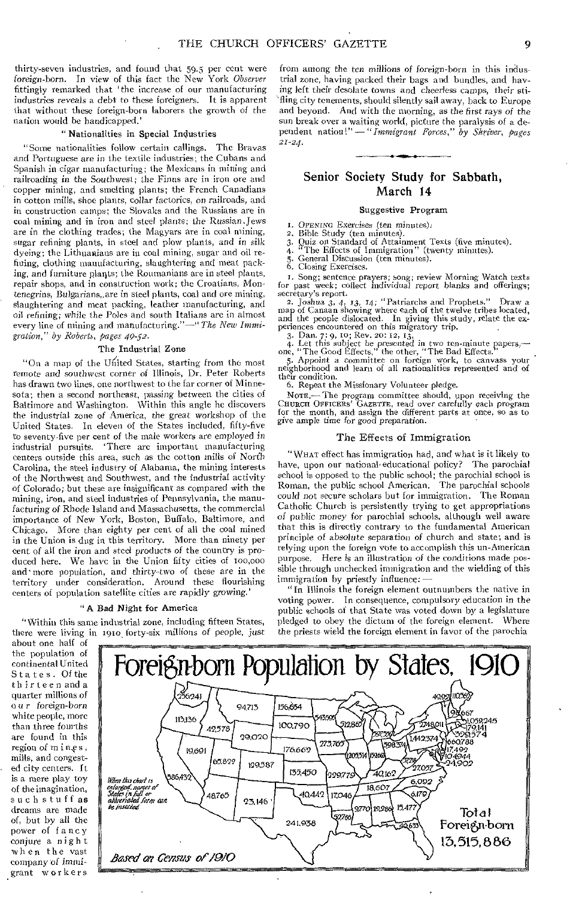thirty-seven industries, and found that 59.5 per cent were foreign-born. In view of this fact the New York *Observer* fittingly remarked that 'the increase of our manufacturing industries reveals a debt to these foreigners. It is apparent that without these foreign-born laborers the growth of the nation would be handicapped.'

### "Nationalities in Special Industries

"Some nationalities follow certain callings. The Bravas and Portuguese are in the textile industries; the Cubans and Spanish in cigar manufacturing; the Mexicans in mining and railroading in the Southwest; the Finns are in iron ore and copper mining, and smelting plants; the French Canadians in cotton mills, shoe plants, collar factories, on railroads, and in construction camps; the Slovaks and the Russians are in coal mining and in iron and steel plants; the Russian Jews are in the clothing trades; the Magyars are in coal mining, sugar refining plants, in steel and plow plants, and in silk dyeing; the Lithuanians are in coal mining, sugar and oil refining, clothing manufacturing, slaughtering and meat packing, and furniture plants; the Roumanians are in steel plants, repair shops, and in construction work; the Croatians, Montenegrins, Bulgarians, are in steel plants, coal and ore mining, slaughtering and meat packing, leather manufacturing, and oil refining; while the Poles and south Italians are in almost every line of mining and manufacturing."—"*The New Immigration," by Roberts, pages 40-52.*

### The Industrial Zone

"On a map of the United States, starting from the most remote and southwest corner of Illinois, Dr. Peter Roberts has drawn two lines, one northwest to the far corner of Minnesota; then a second northeast, passing between the cities of Baltimore and Washington. Within this angle he discovers the industrial zone of America, the great workshop of the United States. In eleven of the States included, fifty-five to seventy-five per cent of the male workers are employed in industrial pursuits. 'There are important manufacturing centers outside this area, such as the cotton mills of North Carolina, the steel industry of Alabama, the mining interests of the Northwest and Southwest, and the industrial activity of Colorado; but these are insignificant as compared with the mining, iron, and steel industries of Pennsylvania, the manufacturing of Rhode Island and Massachusetts, the commercial importance of New York, Boston, Buffalo, Baltimore, and Chicago. More than eighty per cent of all the coal mined in the Union is dug in this territory. More than ninety per cent of all the iron and steel products of the country is produced here. We have in the Union fifty cities of 100,000 and more population, and thirty-two of these are in the territory under consideration. Around these flourishing centers of population satellite cities are rapidly growing.'

### "A Bad Night for America

"Within this same industrial zone, including fifteen States, there were living in 1910 forty-six millions of people, just about one half of the population of continental United States. Of the thirteen and a quarter millions of our foreign-born white people, more than three fourths are found in this region of mines, mills, and congested city centers. It is a mere play toy of the imagination, such stuff as dreams are made of, but by all the power of fancy conjure a night when the vast company of immigrant workers from among the ten millions of foreign-born in this industrial zone, having packed their bags and bundles, and having left their desolate towns and cheerless camps, their stifling city tenements, should silently sail away, back to Europe and beyond. And with the morning, as the first rays of the sun break over a waiting world, picture the paralysis of a dependent nation!" — "*Immigrant Forces," by Shriver, pages 21-24.*

## Senior Society Study for Sabbath, March 14

### Suggestive Program

1. OPENING Exercises (ten minutes).
2. Bible Study (ten minutes).
3. Quiz on Standard of Attainment Texts (five minutes).
4. "The Effects of Immigration" (twenty minutes).
5. General Discussion (ten minutes).
6. Closing Exercises.

1. Song; sentence prayers; song; review Morning Watch texts for past week; collect individual report blanks and offerings; secretary's report.

2. Joshua 3, 4, 13, 14; "Patriarchs and Prophets." Draw a map of Canaan showing where each of the twelve tribes located, and the people dislocated. In giving this study, relate the experiences encountered on this migratory trip.

3. Dan. 7: 9, 10; Rev. 20: 12, 13.

4. Let this subject be presented in two ten-minute papers,— one, "The Good Effects," the other, "The Bad Effects."

5. Appoint a committee on foreign work, to canvass your neighborhood and learn of all nationalities represented and of their condition.

6. Repeat the Missionary Volunteer pledge.

NOTE.— The program committee should, upon receiving the CHURCH OFFICERS' GAZETTE, read over carefully each program for the month, and assign the different parts at once, so as to give ample time for good preparation.

### The Effects of Immigration

"WHAT effect has immigration had, and what is it likely to have, upon our national educational policy? The parochial school is opposed to the public school; the parochial school is Roman, the public school American. The parochial schools could not secure scholars but for immigration. The Roman Catholic Church is persistently trying to get appropriations of public money for parochial schools, although well aware that this is directly contrary to the fundamental American principle of absolute separation of church and state; and is relying upon the foreign vote to accomplish this un-American purpose. Here is an illustration of the conditions made possible through unchecked immigration and the wielding of this immigration by priestly influence: —

"In Illinois the foreign element outnumbers the native in voting power. In consequence, compulsory education in the public schools of that State was voted down by a legislature pledged to obey the dictum of the foreign element. Where the priests wield the foreign element in favor of the parochia

**Foreign-born Population by States, 1910**

256,241 — 94,713 — 156,654 — 40,927 — 110,562 — 96,667 — 113,136 — 42,578 — 100,790 — 543,595 — 512,865 — 597,550 — 2,748,011 — 1,059,245 — 179,141 — 329,574 — 29,020 — 273,765 — 598,374 — 1,442,374 — 660,788 — 19,691 — 176,669 — 1,205,314 — 159,663 — 17,492 — 65,822 — 129,587 — 104,944 — 24,902 — 586,432 — 135,450 — 229,779 — 40,162 — 27,057 — 6,092 — 18,607 — 48,765 — 23,146 — 40,442 — 17,046 — 6,179 — 9,770 — 19,286 — 15,477 — 241,938 — 52,766 — 40,633

*When this chart is enlarged, names of States in full or abbreviated form can be inserted*

*Based on Census of 1910*

Total Foreign-born 13,515,886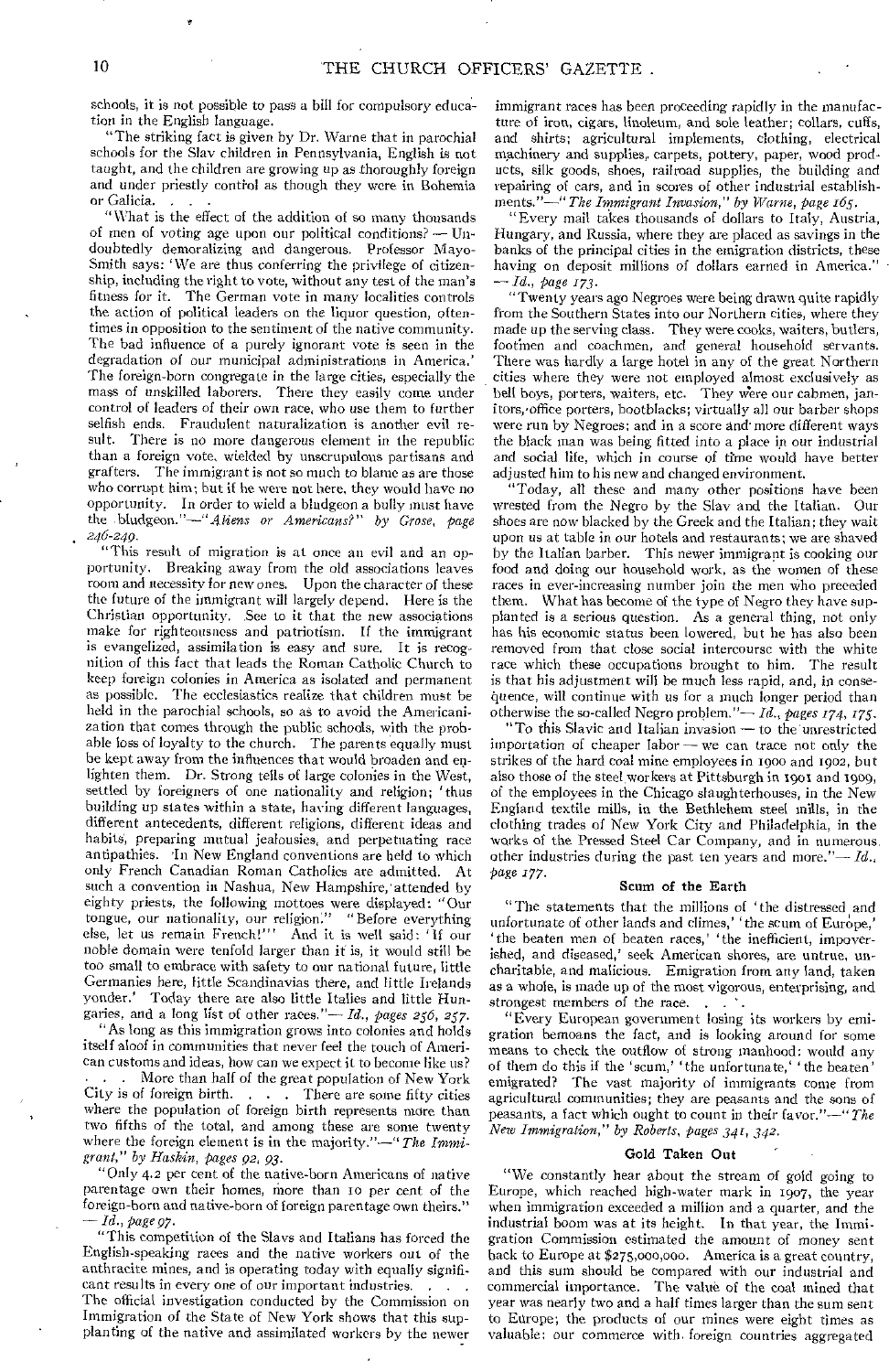schools, it is not possible to pass a bill for compulsory education in the English language.

"The striking fact is given by Dr. Warne that in parochial schools for the Slav children in Pennsylvania, English is not taught, and the children are growing up as thoroughly foreign and under priestly control as though they were in Bohemia or Galicia. . . .

"What is the effect of the addition of so many thousands of men of voting age upon our political conditions? — Undoubtedly demoralizing and dangerous. Professor Mayo-Smith says: 'We are thus conferring the privilege of citizenship, including the right to vote, without any test of the man's fitness for it. The German vote in many localities controls the action of political leaders on the liquor question, oftentimes in opposition to the sentiment of the native community. The bad influence of a purely ignorant vote is seen in the degradation of our municipal administrations in America.' The foreign-born congregate in the large cities, especially the mass of unskilled laborers. There they easily come under control of leaders of their own race, who use them to further selfish ends. Fraudulent naturalization is another evil result. There is no more dangerous element in the republic than a foreign vote, wielded by unscrupulous partisans and grafters. The immigrant is not so much to blame as are those who corrupt him; but if he were not here, they would have no opportunity. In order to wield a bludgeon a bully must have the bludgeon."—*"Aliens or Americans?" by Grose, page 246-249.*

"This result of migration is at once an evil and an opportunity. Breaking away from the old associations leaves room and necessity for new ones. Upon the character of these the future of the immigrant will largely depend. Here is the Christian opportunity. See to it that the new associations make for righteousness and patriotism. If the immigrant is evangelized, assimilation is easy and sure. It is recognition of this fact that leads the Roman Catholic Church to keep foreign colonies in America as isolated and permanent as possible. The ecclesiastics realize that children must be held in the parochial schools, so as to avoid the Americanization that comes through the public schools, with the probable loss of loyalty to the church. The parents equally must be kept away from the influences that would broaden and enlighten them. Dr. Strong tells of large colonies in the West, settled by foreigners of one nationality and religion; 'thus building up states within a state, having different languages, different antecedents, different religions, different ideas and habits, preparing mutual jealousies, and perpetuating race antipathies. In New England conventions are held to which only French Canadian Roman Catholics are admitted. At such a convention in Nashua, New Hampshire, attended by eighty priests, the following mottoes were displayed: "Our tongue, our nationality, our religion." "Before everything else, let us remain French!"' And it is well said: 'If our noble domain were tenfold larger than it is, it would still be too small to embrace with safety to our national future, little Germanies here, little Scandinavias there, and little Irelands yonder.' Today there are also little Italies and little Hungaries, and a long list of other races."—*Id., pages 256, 257.*

"As long as this immigration grows into colonies and holds itself aloof in communities that never feel the touch of American customs and ideas, how can we expect it to become like us? . . . More than half of the great population of New York City is of foreign birth. . . . There are some fifty cities where the population of foreign birth represents more than two fifths of the total, and among these are some twenty where the foreign element is in the majority."—*"The Immigrant," by Haskin, pages 92, 93.*

"Only 4.2 per cent of the native-born Americans of native parentage own their homes, more than 10 per cent of the foreign-born and native-born of foreign parentage own theirs."—*Id., page 97.*

"This competition of the Slavs and Italians has forced the English-speaking races and the native workers out of the anthracite mines, and is operating today with equally significant results in every one of our important industries. . . . The official investigation conducted by the Commission on Immigration of the State of New York shows that this supplanting of the native and assimilated workers by the newer immigrant races has been proceeding rapidly in the manufacture of iron, cigars, linoleum, and sole leather; collars, cuffs, and shirts; agricultural implements, clothing, electrical machinery and supplies, carpets, pottery, paper, wood products, silk goods, shoes, railroad supplies, the building and repairing of cars, and in scores of other industrial establishments."—*"The Immigrant Invasion," by Warne, page 165.*

"Every mail takes thousands of dollars to Italy, Austria, Hungary, and Russia, where they are placed as savings in the banks of the principal cities in the emigration districts, these having on deposit millions of dollars earned in America."—*Id., page 173.*

"Twenty years ago Negroes were being drawn quite rapidly from the Southern States into our Northern cities, where they made up the serving class. They were cooks, waiters, butlers, footmen and coachmen, and general household servants. There was hardly a large hotel in any of the great Northern cities where they were not employed almost exclusively as bell boys, porters, waiters, etc. They were our cabmen, janitors, office porters, bootblacks; virtually all our barber shops were run by Negroes; and in a score and more different ways the black man was being fitted into a place in our industrial and social life, which in course of time would have better adjusted him to his new and changed environment.

"Today, all these and many other positions have been wrested from the Negro by the Slav and the Italian. Our shoes are now blacked by the Greek and the Italian; they wait upon us at table in our hotels and restaurants; we are shaved by the Italian barber. This newer immigrant is cooking our food and doing our household work, as the women of these races in ever-increasing number join the men who preceded them. What has become of the type of Negro they have supplanted is a serious question. As a general thing, not only has his economic status been lowered, but he has also been removed from that close social intercourse with the white race which these occupations brought to him. The result is that his adjustment will be much less rapid, and, in consequence, will continue with us for a much longer period than otherwise the so-called Negro problem."—*Id., pages 174, 175.*

"To this Slavic and Italian invasion — to the unrestricted importation of cheaper labor — we can trace not only the strikes of the hard coal mine employees in 1900 and 1902, but also those of the steel workers at Pittsburgh in 1901 and 1909, of the employees in the Chicago slaughterhouses, in the New England textile mills, in the Bethlehem steel mills, in the clothing trades of New York City and Philadelphia, in the works of the Pressed Steel Car Company, and in numerous other industries during the past ten years and more."—*Id., page 177.*

### Scum of the Earth

"The statements that the millions of 'the distressed and unfortunate of other lands and climes,' 'the scum of Europe,' 'the beaten men of beaten races,' 'the inefficient, impoverished, and diseased,' seek American shores, are untrue, uncharitable, and malicious. Emigration from any land, taken as a whole, is made up of the most vigorous, enterprising, and strongest members of the race. . . .

"Every European government losing its workers by emigration bemoans the fact, and is looking around for some means to check the outflow of strong manhood: would any of them do this if the 'scum,' 'the unfortunate,' 'the beaten' emigrated? The vast majority of immigrants come from agricultural communities; they are peasants and the sons of peasants, a fact which ought to count in their favor."—*"The New Immigration," by Roberts, pages 341, 342.*

### Gold Taken Out

"We constantly hear about the stream of gold going to Europe, which reached high-water mark in 1907, the year when immigration exceeded a million and a quarter, and the industrial boom was at its height. In that year, the Immigration Commission estimated the amount of money sent back to Europe at $275,000,000. America is a great country, and this sum should be compared with our industrial and commercial importance. The value of the coal mined that year was nearly two and a half times larger than the sum sent to Europe; the products of our mines were eight times as valuable; our commerce with foreign countries aggregated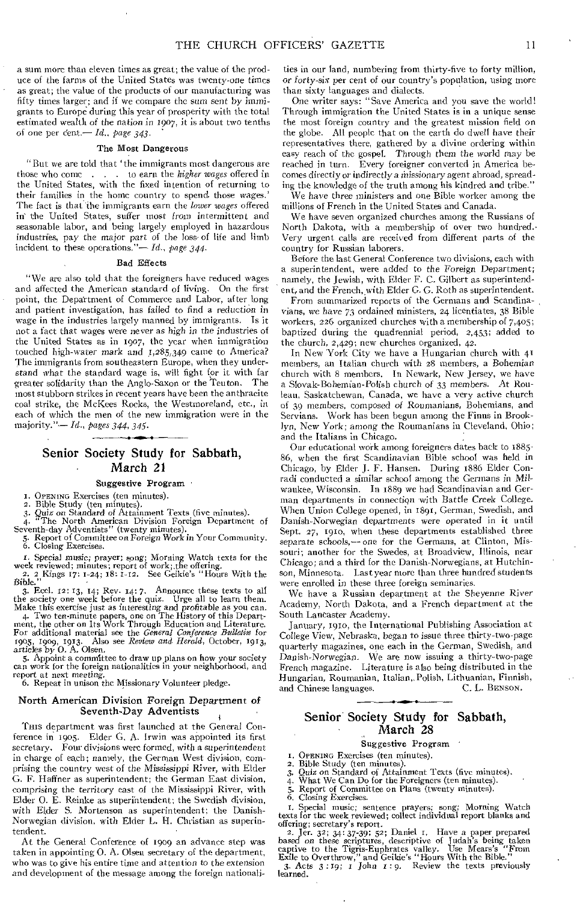a sum more than eleven times as great; the value of the product of the farms of the United States was twenty-one times as great; the value of the products of our manufacturing was fifty times larger; and if we compare the sum sent by immigrants to Europe during this year of prosperity with the total estimated wealth of the nation in 1907, it is about two tenths of one per cent.— *Id., page 343.*

### The Most Dangerous

"But we are told that 'the immigrants most dangerous are those who come . . . to earn the *higher wages* offered in the United States, with the fixed intention of returning to their families in the home country to spend those wages.' The fact is that the immigrants earn the *lower wages* offered in the United States, suffer most from intermittent and seasonable labor, and being largely employed in hazardous industries, pay the major part of the loss of life and limb incident to these operations."— *Id., page 344.*

### Bad Effects

"We are also told that the foreigners have reduced wages and affected the American standard of living. On the first point, the Department of Commerce and Labor, after long and patient investigation, has failed to find a reduction in wage in the industries largely manned by immigrants. Is it not a fact that wages were never as high in the industries of the United States as in 1907, the year when immigration touched high-water mark and 1,285,349 came to America? The immigrants from southeastern Europe, when they understand what the standard wage is, will fight for it with far greater solidarity than the Anglo-Saxon or the Teuton. The most stubborn strikes in recent years have been the anthracite coal strike, the McKees Rocks, the Westmoreland, etc., in each of which the men of the new immigration were in the majority."— *Id., pages 344, 345.*

## Senior Society Study for Sabbath, March 21

### Suggestive Program

1. Opening Exercises (ten minutes).
2. Bible Study (ten minutes).
3. *Quiz on Standard of Attainment Texts* (five minutes).
4. "The North American Division Foreign Department of Seventh-day Adventists" (twenty minutes).
5. Report of Committee on Foreign Work in Your Community.
6. Closing Exercises.

1. Special music; prayer; song; Morning Watch texts for the week reviewed; minutes; report of work; the offering.
2. 2 Kings 17: 1-24; 18: 1-12. See Geikie's "Hours With the Bible."
3. Eccl. 12: 13, 14; Rev. 14: 7. Announce these texts to all the society one week before the quiz. Urge all to learn them. Make this exercise just as interesting and profitable as you can.
4. Two ten-minute papers, one on The History of this Department, the other on Its Work Through Education and Literature. For additional material see the *General Conference Bulletin* for 1905, 1909, 1913. Also see *Review and Herald*, October, 1913, articles by O. A. Olsen.
5. Appoint a committee to draw up plans on how your society can work for the foreign nationalities in your neighborhood, and report at next meeting.
6. Repeat in unison the Missionary Volunteer pledge.

### North American Division Foreign Department of Seventh-Day Adventists

This department was first launched at the General Conference in 1905. Elder G. A. Irwin was appointed its first secretary. Four divisions were formed, with a superintendent in charge of each; namely, the German West division, comprising the country west of the Mississippi River, with Elder G. F. Haffner as superintendent; the German East division, comprising the territory east of the Mississippi River, with Elder O. E. Reinke as superintendent; the Swedish division, with Elder S. Mortenson as superintendent; the Danish-Norwegian division, with Elder L. H. Christian as superintendent.

At the General Conference of 1909 an advance step was taken in appointing O. A. Olsen secretary of the department, who was to give his entire time and attention to the extension and development of the message among the foreign nationalities in our land, numbering from thirty-five to forty million, or forty-six per cent of our country's population, using more than sixty languages and dialects.

One writer says: "Save America and you save the world! Through immigration the United States is in a unique sense the most foreign country and the greatest mission field on the globe. All people that on the earth do dwell have their representatives there, gathered by a divine ordering within easy reach of the gospel. Through them the world may be reached in turn. Every foreigner converted in America becomes directly or indirectly a missionary agent abroad, spreading the knowledge of the truth among his kindred and tribe."

We have three ministers and one Bible worker among the millions of French in the United States and Canada.

We have seven organized churches among the Russians of North Dakota, with a membership of over two hundred. Very urgent calls are received from different parts of the country for Russian laborers.

Before the last General Conference two divisions, each with a superintendent, were added to the Foreign Department; namely, the Jewish, with Elder F. C. Gilbert as superintendent, and the French, with Elder G. G. Roth as superintendent.

From summarized reports of the Germans and Scandinavians, we have 73 ordained ministers, 24 licentiates, 38 Bible workers, 226 organized churches with a membership of 7,405; baptized during the quadrennial period, 2,453; added to the church, 2,429; new churches organized, 42.

In New York City we have a Hungarian church with 41 members, an Italian church with 28 members, a Bohemian church with 8 members. In Newark, New Jersey, we have a Slovak-Bohemian-Polish church of 33 members. At Rouleau, Saskatchewan, Canada, we have a very active church of 39 members, composed of Roumanians, Bohemians, and Servians. Work has been begun among the Finns in Brooklyn, New York; among the Roumanians in Cleveland, Ohio; and the Italians in Chicago.

Our educational work among foreigners dates back to 1885-86, when the first Scandinavian Bible school was held in Chicago, by Elder J. F. Hansen. During 1886 Elder Conradi conducted a similar school among the Germans in Milwaukee, Wisconsin. In 1889 we had Scandinavian and German departments in connection with Battle Creek College. When Union College opened, in 1891, German, Swedish, and Danish-Norwegian departments were operated in it until Sept. 27, 1910, when these departments established three separate schools,— one for the Germans, at Clinton, Missouri; another for the Swedes, at Broadview, Illinois, near Chicago; and a third for the Danish-Norwegians, at Hutchinson, Minnesota. Last year more than three hundred students were enrolled in these three foreign seminaries.

We have a Russian department at the Sheyenne River Academy, North Dakota, and a French department at the South Lancaster Academy.

January, 1910, the International Publishing Association at College View, Nebraska, began to issue three thirty-two-page quarterly magazines, one each in the German, Swedish, and Danish-Norwegian. We are now issuing a thirty-two-page French magazine. Literature is also being distributed in the Hungarian, Roumanian, Italian, Polish, Lithuanian, Finnish, and Chinese languages.

C. L. Benson.

## Senior Society Study for Sabbath, March 28

### Suggestive Program

1. Opening Exercises (ten minutes).
2. Bible Study (ten minutes).
3. Quiz on Standard of Attainment Texts (five minutes).
4. What We Can Do for the Foreigners (ten minutes).
5. Report of Committee on Plans (twenty minutes).
6. Closing Exercises.

1. Special music; sentence prayers; song; Morning Watch texts for the week reviewed; collect individual report blanks and offering; secretary's report.
2. Jer. 32; 34: 37-39; 52; Daniel 1. Have a paper prepared based on these scriptures, descriptive of Judah's being taken captive to the Tigris-Euphrates valley. Use Mears's "From Exile to Overthrow," and Geikie's "Hours With the Bible."
3. Acts 3: 19; 1 John 1: 9. Review the texts previously learned.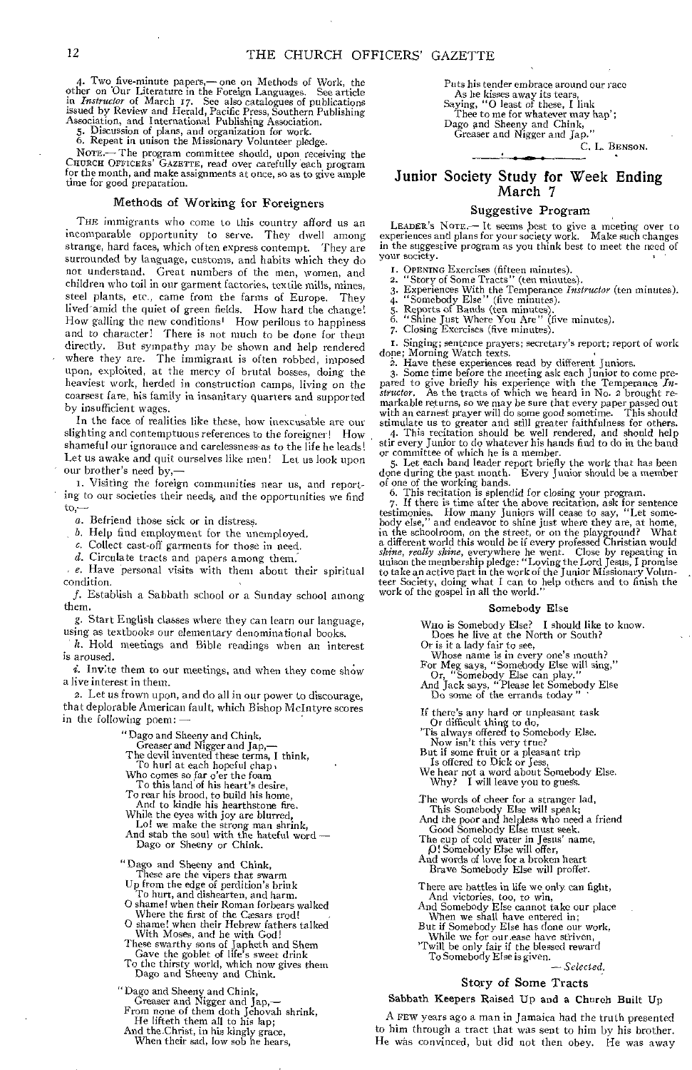4. Two five-minute papers,— one on Methods of Work, the other on Our Literature in the Foreign Languages. See article in *Instructor* of March 17. See also catalogues of publications issued by Review and Herald, Pacific Press, Southern Publishing Association, and International Publishing Association.
5. Discussion of plans, and organization for work.
6. Repeat in unison the Missionary Volunteer pledge.

NOTE.— The program committee should, upon receiving the CHURCH OFFICERS' GAZETTE, read over carefully each program for the month, and make assignments at once, so as to give ample time for good preparation.

### Methods of Working for Foreigners

THE immigrants who come to this country afford us an incomparable opportunity to serve. They dwell among strange, hard faces, which often express contempt. They are surrounded by language, customs, and habits which they do not understand. Great numbers of the men, women, and children who toil in our garment factories, textile mills, mines, steel plants, etc., came from the farms of Europe. They lived amid the quiet of green fields. How hard the change! How galling the new conditions! How perilous to happiness and to character! There is not much to be done for them directly. But sympathy may be shown and help rendered where they are. The immigrant is often robbed, imposed upon, exploited, at the mercy of brutal bosses, doing the heaviest work, herded in construction camps, living on the coarsest fare, his family in insanitary quarters and supported by insufficient wages.

In the face of realities like these, how inexcusable are our slighting and contemptuous references to the foreigner! How shameful our ignorance and carelessness as to the life he leads! Let us awake and quit ourselves like men! Let us look upon our brother's need by,—

1. Visiting the foreign communities near us, and reporting to our societies their needs, and the opportunities we find to,—

*a*. Befriend those sick or in distress.

*b*. Help find employment for the unemployed.

*c*. Collect cast-off garments for those in need.

*d*. Circulate tracts and papers among them.

*e*. Have personal visits with them about their spiritual condition.

*f*. Establish a Sabbath school or a Sunday school among them.

*g*. Start English classes where they can learn our language, using as textbooks our elementary denominational books.

*h*. Hold meetings and Bible readings when an interest is aroused.

*i*. Invite them to our meetings, and when they come show a live interest in them.

2. Let us frown upon, and do all in our power to discourage, that deplorable American fault, which Bishop McIntyre scores in the following poem:—

"Dago and Sheeny and Chink,
Greaser and Nigger and Jap,—
The devil invented these terms, I think,
To hurl at each hopeful chap,
Who comes so far o'er the foam
To this land of his heart's desire,
To rear his brood, to build his home,
And to kindle his hearthstone fire.
While the eyes with joy are blurred,
Lo! we make the strong man shrink,
And stab the soul with the hateful word —
Dago or Sheeny or Chink.

"Dago and Sheeny and Chink,
These are the vipers that swarm
Up from the edge of perdition's brink
To hurt, and dishearten, and harm.
O shame! when their Roman forbears walked
Where the first of the Cæsars trod!
O shame! when their Hebrew fathers talked
With Moses, and he with God!
These swarthy sons of Japheth and Shem
Gave the goblet of life's sweet drink
To the thirsty world, which now gives them
Dago and Sheeny and Chink.

"Dago and Sheeny and Chink,
Greaser and Nigger and Jap,—
From none of them doth Jehovah shrink,
He lifteth them all to his lap;
And the Christ, in his kingly grace,
When their sad, low sob he hears,
Puts his tender embrace around our race
As he kisses away its tears,
Saying, "O least of these, I link
Thee to me for whatever may hap';
Dago and Sheeny and Chink,
Greaser and Nigger and Jap."

C. L. BENSON.

## Junior Society Study for Week Ending March 7

### Suggestive Program

LEADER'S NOTE.— It seems best to give a meeting over to experiences and plans for your society work. Make such changes in the suggestive program as you think best to meet the need of your society.

1. OPENING Exercises (fifteen minutes).
2. "Story of Some Tracts" (ten minutes).
3. Experiences With the Temperance *Instructor* (ten minutes).
4. "Somebody Else" (five minutes).
5. Reports of Bands (ten minutes).
6. "Shine Just Where You Are" (five minutes).
7. Closing Exercises (five minutes).

1. Singing; sentence prayers; secretary's report; report of work done; Morning Watch texts.
2. Have these experiences read by different Juniors.
3. Some time before the meeting ask each Junior to come prepared to give briefly his experience with the Temperance *Instructor*. As the tracts of which we heard in No. 2 brought remarkable returns, so we may be sure that every paper passed out with an earnest prayer will do some good sometime. This should stimulate us to greater and still greater faithfulness for others.
4. This recitation should be well rendered, and should help stir every Junior to do whatever his hands find to do in the band or committee of which he is a member.
5. Let each band leader report briefly the work that has been done during the past month. Every Junior should be a member of one of the working bands.
6. This recitation is splendid for closing your program.
7. If there is time after the above recitation, ask for sentence testimonies. How many Juniors will cease to say, "Let somebody else," and endeavor to shine just where they are, at home, in the schoolroom, on the street, or on the playground? What a different world this would be if every professed Christian would *shine, really shine*, everywhere he went. Close by repeating in unison the membership pledge: "Loving the Lord Jesus, I promise to take an active part in the work of the Junior Missionary Volunteer Society, doing what I can to help others and to finish the work of the gospel in all the world."

### Somebody Else

WHO is Somebody Else? I should like to know.
Does he live at the North or South?
Or is it a lady fair to see,
Whose name is in every one's mouth?
For Meg says, "Somebody Else will sing,"
Or, "Somebody Else can play,"
And Jack says, "Please let Somebody Else
Do some of the errands today"

If there's any hard or unpleasant task
Or difficult thing to do,
'Tis always offered to Somebody Else.
Now isn't this very true?
But if some fruit or a pleasant trip
Is offered to Dick or Jess,
We hear not a word about Somebody Else.
Why? I will leave you to guess.

The words of cheer for a stranger lad,
This Somebody Else will speak;
And the poor and helpless who need a friend
Good Somebody Else must seek.
The cup of cold water in Jesus' name,
O! Somebody Else will offer,
And words of love for a broken heart
Brave Somebody Else will proffer.

There are battles in life we only can fight,
And victories, too, to win,
And Somebody Else cannot take our place
When we shall have entered in;
But if Somebody Else has done our work,
While we for our ease have striven,
'Twill be only fair if the blessed reward
To Somebody Else is given.

— *Selected*.

### Story of Some Tracts

**Sabbath Keepers Raised Up and a Church Built Up**

A FEW years ago a man in Jamaica had the truth presented to him through a tract that was sent to him by his brother. He was convinced, but did not then obey. He was away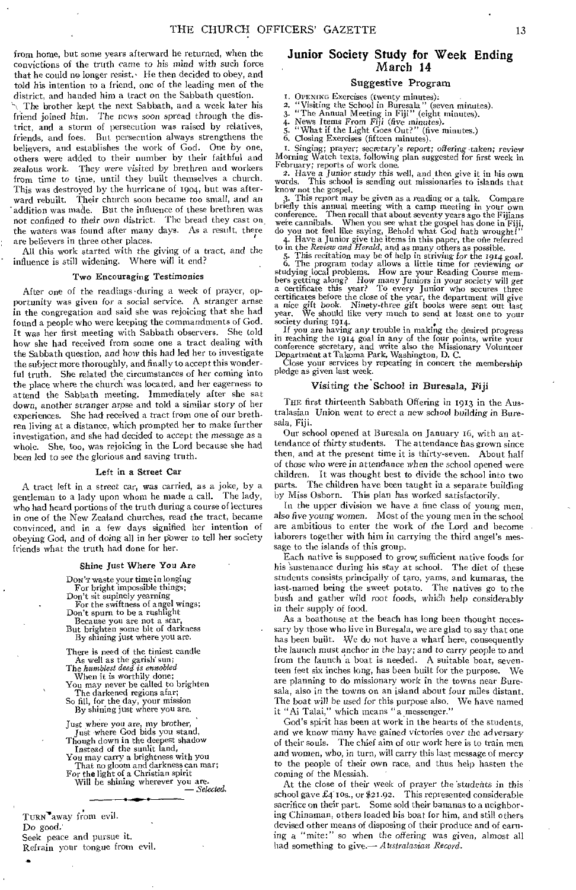from home, but some years afterward he returned, when the convictions of the truth came to his mind with such force that he could no longer resist. He then decided to obey, and told his intention to a friend, one of the leading men of the district, and handed him a tract on the Sabbath question.

The brother kept the next Sabbath, and a week later his friend joined him. The news soon spread through the district, and a storm of persecution was raised by relatives, friends, and foes. But persecution always strengthens the believers, and establishes the work of God. One by one, others were added to their number by their faithful and zealous work. They were visited by brethren and workers from time to time, until they built themselves a church. This was destroyed by the hurricane of 1904, but was afterward rebuilt. Their church soon became too small, and an addition was made. But the influence of these brethren was not confined to their own district. The bread they cast on the waters was found after many days. As a result, there are believers in three other places.

All this work started with the giving of a tract, and the influence is still widening. Where will it end?

### Two Encouraging Testimonies

After one of the readings during a week of prayer, opportunity was given for a social service. A stranger arose in the congregation and said she was rejoicing that she had found a people who were keeping the commandments of God. It was her first meeting with Sabbath observers. She told how she had received from some one a tract dealing with the Sabbath question, and how this had led her to investigate the subject more thoroughly, and finally to accept this wonderful truth. She related the circumstances of her coming into the place where the church was located, and her eagerness to attend the Sabbath meeting. Immediately after she sat down, another stranger arose and told a similar story of her experiences. She had received a tract from one of our brethren living at a distance, which prompted her to make further investigation, and she had decided to accept the message as a whole. She, too, was rejoicing in the Lord because she had been led to see the glorious and saving truth.

### Left in a Street Car

A tract left in a street car, was carried, as a joke, by a gentleman to a lady upon whom he made a call. The lady, who had heard portions of the truth during a course of lectures in one of the New Zealand churches, read the tract, became convinced, and in a few days signified her intention of obeying God, and of doing all in her power to tell her society friends what the truth had done for her.

### Shine Just Where You Are

Don't waste your time in longing
For bright impossible things;
Don't sit supinely yearning
For the swiftness of angel wings;
Don't spurn to be a rushlight
Because you are not a star,
But brighten some bit of darkness
By shining just where you are.

There is need of the tiniest candle
As well as the garish sun;
The *humblest deed is ennobled*
When it is worthily done;
You may never be called to brighten
The darkened regions afar;
So fill, for the day, your mission
By shining just where you are.

Just where you are, my brother,
Just where God bids you stand,
Though down in the deepest shadow
Instead of the sunlit land,
You may carry a brightness with you
That no gloom and darkness can mar;
For the light of a Christian spirit
Will be shining wherever you are.
— *Selected.*

---

Turn away from evil.
Do good.
Seek peace and pursue it.
Refrain your tongue from evil.

## Junior Society Study for Week Ending March 14

### Suggestive Program

1. Opening Exercises (twenty minutes).
2. "Visiting the School in Buresala" (seven minutes).
3. "The Annual Meeting in Fiji" (eight minutes).
4. News Items From Fiji (five minutes).
5. "What if the Light Goes Out?" (five minutes.)
6. Closing Exercises (fifteen minutes).

1. Singing; prayer; secretary's report; offering taken; review Morning Watch texts, following plan suggested for first week in February; reports of work done.

2. Have a Junior study this well, and then give it in his own words. This school is sending out missionaries to islands that know not the gospel.

3. This report may be given as a reading or a talk. Compare briefly this annual meeting with a camp meeting in your own conference. Then recall that about seventy years ago the Fijians were cannibals. When you see what the gospel has done in Fiji, do you not feel like saying, Behold what God hath wrought!"

4. Have a Junior give the items in this paper, the one referred to in the *Review and Herald*, and as many others as possible.

5. This recitation may be of help in striving for the 1914 goal.

6. The program today allows a little time for reviewing or studying local problems. How are your Reading Course members getting along? How many Juniors in your society will get a certificate this year? To every Junior who secures three certificates before the close of the year, the department will give a nice gift book. Ninety-three gift books were sent out last year. We should like very much to send at least one to your society during 1914.

If you are having any trouble in making the desired progress in reaching the 1914 goal in any of the four points, write your conference secretary, and write also the Missionary Volunteer Department at Takoma Park, Washington, D. C.

Close your services by repeating in concert the membership pledge as given last week.

### Visiting the School in Buresala, Fiji

The first thirteenth Sabbath Offering in 1913 in the Australasian Union went to erect a new school building in Buresala, Fiji.

Our school opened at Buresala on January 16, with an attendance of thirty students. The attendance has grown since then, and at the present time it is thirty-seven. About half of those who were in attendance when the school opened were children. It was thought best to divide the school into two parts. The children have been taught in a separate building by Miss Osborn. This plan has worked satisfactorily.

In the upper division we have a fine class of young men, also five young women. Most of the young men in the school are ambitious to enter the work of the Lord and become laborers together with him in carrying the third angel's message to the islands of this group.

Each native is supposed to grow sufficient native foods for his sustenance during his stay at school. The diet of these students consists principally of taro, yams, and kumaras, the last-named being the sweet potato. The natives go to the bush and gather wild root foods, which help considerably in their supply of food.

As a boathouse at the beach has long been thought necessary by those who live in Buresala, we are glad to say that one has been built. We do not have a wharf here, consequently the launch must anchor in the bay; and to carry people to and from the launch a boat is needed. A suitable boat, seventeen feet six inches long, has been built for the purpose. We are planning to do missionary work in the towns near Buresala, also in the towns on an island about four miles distant. The boat will be used for this purpose also. We have named it "Ai Talai," which means "a messenger."

God's spirit has been at work in the hearts of the students, and we know many have gained victories over the adversary of their souls. The chief aim of our work here is to train men and women, who, in turn, will carry this last message of mercy to the people of their own race, and thus help hasten the coming of the Messiah.

At the close of their week of prayer the students in this school gave £4 10s., or $21.92. This represented considerable sacrifice on their part. Some sold their bananas to a neighboring Chinaman, others loaded his boat for him, and still others devised other means of disposing of their produce and of earning a "mite:" so when the offering was given, almost all had something to give.— *Australasian Record.*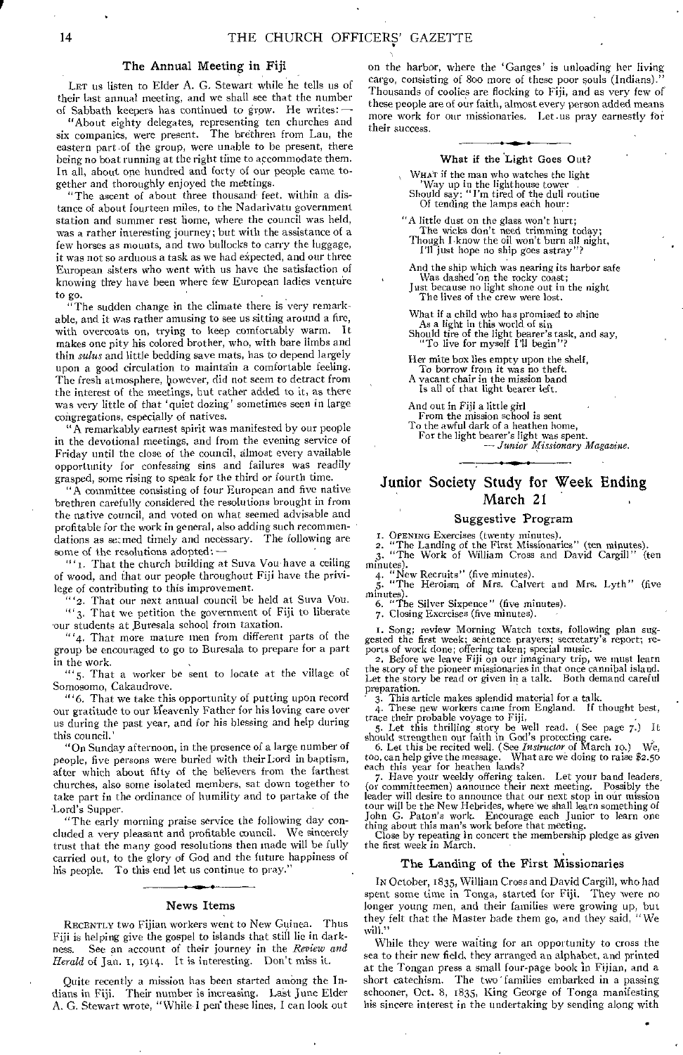## The Annual Meeting in Fiji

LET us listen to Elder A. G. Stewart while he tells us of their last annual meeting, and we shall see that the number of Sabbath keepers has continued to grow. He writes: —

"About eighty delegates, representing ten churches and six companies, were present. The brethren from Lau, the eastern part of the group, were unable to be present, there being no boat running at the right time to accommodate them. In all, about one hundred and forty of our people came together and thoroughly enjoyed the meetings.

"The ascent of about three thousand feet, within a distance of about fourteen miles, to the Nadarivatu government station and summer rest home, where the council was held, was a rather interesting journey; but with the assistance of a few horses as mounts, and two bullocks to carry the luggage, it was not so arduous a task as we had expected, and our three European sisters who went with us have the satisfaction of knowing they have been where few European ladies venture to go.

"The sudden change in the climate there is very remarkable, and it was rather amusing to see us sitting around a fire, with overcoats on, trying to keep comfortably warm. It makes one pity his colored brother, who, with bare limbs and thin *sulus* and little bedding save mats, has to depend largely upon a good circulation to maintain a comfortable feeling. The fresh atmosphere, however, did not seem to detract from the interest of the meetings, but rather added to it, as there was very little of that 'quiet dozing' sometimes seen in large congregations, especially of natives.

"A remarkably earnest spirit was manifested by our people in the devotional meetings, and from the evening service of Friday until the close of the council, almost every available opportunity for confessing sins and failures was readily grasped, some rising to speak for the third or fourth time.

"A committee consisting of four European and five native brethren carefully considered the resolutions brought in from the native council, and voted on what seemed advisable and profitable for the work in general, also adding such recommendations as seemed timely and necessary. The following are some of the resolutions adopted: —

"'1. That the church building at Suva Vou have a ceiling of wood, and that our people throughout Fiji have the privilege of contributing to this improvement.

"'2. That our next annual council be held at Suva Vou.

"'3. That we petition the government of Fiji to liberate our students at Buresala school from taxation.

"'4. That more mature men from different parts of the group be encouraged to go to Buresala to prepare for a part in the work.

"'5. That a worker be sent to locate at the village of Somosomo, Cakaudrove.

"'6. That we take this opportunity of putting upon record our gratitude to our Heavenly Father for his loving care over us during the past year, and for his blessing and help during this council.'

"On Sunday afternoon, in the presence of a large number of people, five persons were buried with their Lord in baptism, after which about fifty of the believers from the farthest churches, also some isolated members, sat down together to take part in the ordinance of humility and to partake of the Lord's Supper.

"The early morning praise service the following day concluded a very pleasant and profitable council. We sincerely trust that the many good resolutions then made will be fully carried out, to the glory of God and the future happiness of his people. To this end let us continue to pray."

## News Items

RECENTLY two Fijian workers went to New Guinea. Thus Fiji is helping give the gospel to islands that still lie in darkness. See an account of their journey in the *Review and Herald* of Jan. 1, 1914. It is interesting. Don't miss it.

Quite recently a mission has been started among the Indians in Fiji. Their number is increasing. Last June Elder A. G. Stewart wrote, "While I pen these lines, I can look out on the harbor, where the 'Ganges' is unloading her living cargo, consisting of 800 more of these poor souls (Indians)." Thousands of coolies are flocking to Fiji, and as very few of these people are of our faith, almost every person added means more work for our missionaries. Let us pray earnestly for their success.

### What if the Light Goes Out?

WHAT if the man who watches the light
'Way up in the lighthouse tower
Should say: "I'm tired of the dull routine
Of tending the lamps each hour:

"A little dust on the glass won't hurt;
The wicks don't need trimming today;
Though I know the oil won't burn all night,
I'll just hope no ship goes astray"?

And the ship which was nearing its harbor safe
Was dashed on the rocky coast;
Just because no light shone out in the night
The lives of the crew were lost.

What if a child who has promised to shine
As a light in this world of sin
Should tire of the light bearer's task, and say,
"To live for myself I'll begin"?

Her mite box lies empty upon the shelf,
To borrow from it was no theft.
A vacant chair in the mission band
Is all of that light bearer left.

And out in Fiji a little girl
From the mission school is sent
To the awful dark of a heathen home,
For the light bearer's light was spent.
— *Junior Missionary Magazine.*

## Junior Society Study for Week Ending March 21

### Suggestive Program

1. OPENING Exercises (twenty minutes).
2. "The Landing of the First Missionaries" (ten minutes).
3. "The Work of William Cross and David Cargill" (ten minutes).
4. "New Recruits" (five minutes).
5. "The Heroism of Mrs. Calvert and Mrs. Lyth" (five minutes).
6. "The Silver Sixpence" (five minutes).
7. Closing Exercises (five minutes).

1. Song; review Morning Watch texts, following plan suggested the first week; sentence prayers; secretary's report; reports of work done; offering taken; special music.

2. Before we leave Fiji on our imaginary trip, we must learn the story of the pioneer missionaries in that once cannibal island. Let the story be read or given in a talk. Both demand careful preparation.

3. This article makes splendid material for a talk.

4. These new workers came from England. If thought best, trace their probable voyage to Fiji.

5. Let this thrilling story be well read. (See page 7.) It should strengthen our faith in God's protecting care.

6. Let this be recited well. (See *Instructor* of March 10.) We, too, can help give the message. What are we doing to raise $2.50 each this year for heathen lands?

7. Have your weekly offering taken. Let your band leaders (or committeemen) announce their next meeting. Possibly the leader will desire to announce that our next stop in our mission tour will be the New Hebrides, where we shall learn something of John G. Paton's work. Encourage each Junior to learn one thing about this man's work before that meeting.

Close by repeating in concert the membership pledge as given the first week in March.

### The Landing of the First Missionaries

IN October, 1835, William Cross and David Cargill, who had spent some time in Tonga, started for Fiji. They were no longer young men, and their families were growing up, but they felt that the Master bade them go, and they said, "We will."

While they were waiting for an opportunity to cross the sea to their new field, they arranged an alphabet, and printed at the Tongan press a small four-page book in Fijian, and a short catechism. The two families embarked in a passing schooner, Oct. 8, 1835, King George of Tonga manifesting his sincere interest in the undertaking by sending along with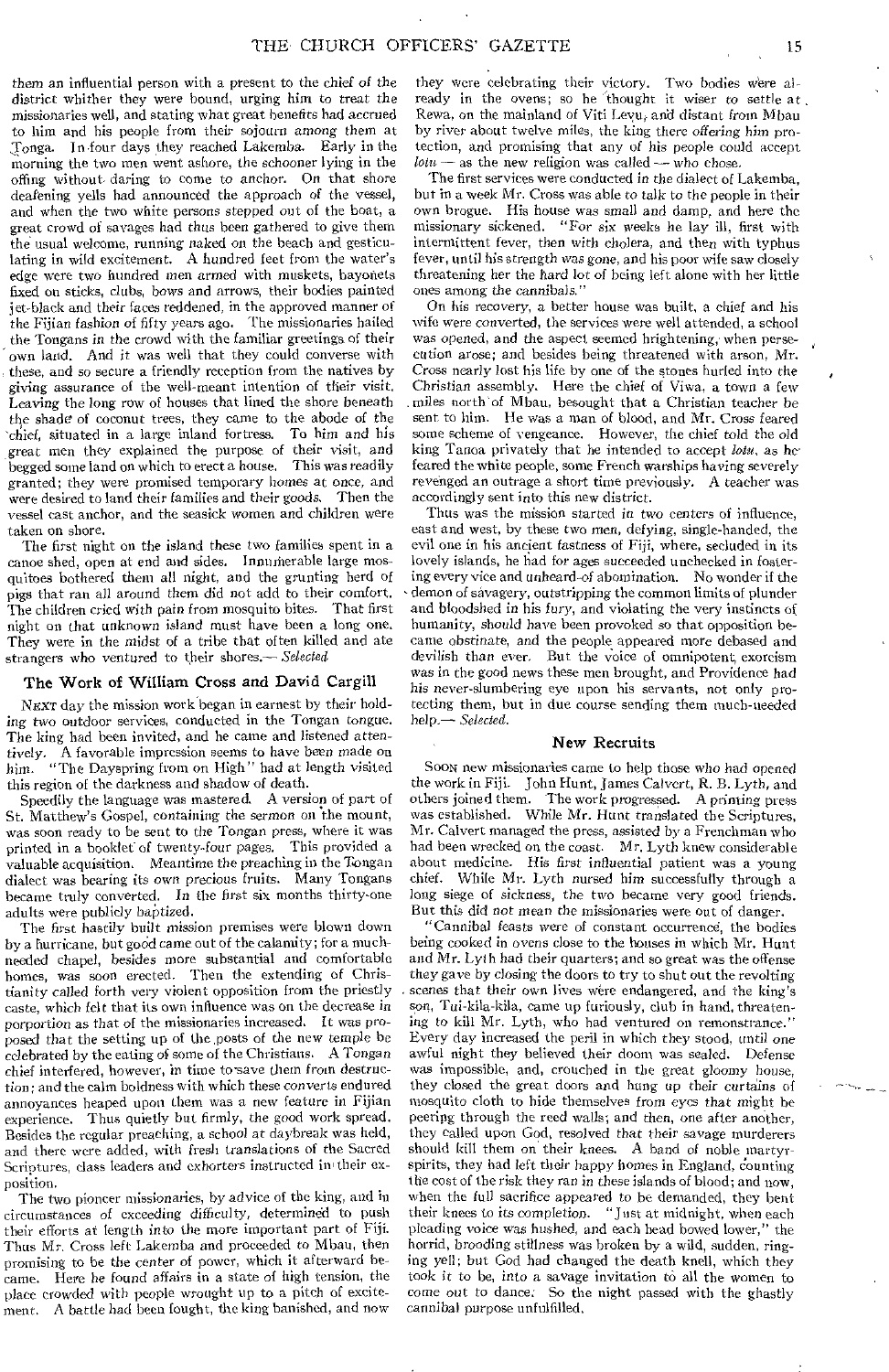them an influential person with a present to the chief of the district whither they were bound, urging him to treat the missionaries well, and stating what great benefits had accrued to him and his people from their sojourn among them at Tonga. In four days they reached Lakemba. Early in the morning the two men went ashore, the schooner lying in the offing without daring to come to anchor. On that shore deafening yells had announced the approach of the vessel, and when the two white persons stepped out of the boat, a great crowd of savages had thus been gathered to give them the usual welcome, running naked on the beach and gesticulating in wild excitement. A hundred feet from the water's edge were two hundred men armed with muskets, bayonets fixed on sticks, clubs, bows and arrows, their bodies painted jet-black and their faces reddened, in the approved manner of the Fijian fashion of fifty years ago. The missionaries hailed the Tongans in the crowd with the familiar greetings of their own land. And it was well that they could converse with these, and so secure a friendly reception from the natives by giving assurance of the well-meant intention of their visit. Leaving the long row of houses that lined the shore beneath the shade of coconut trees, they came to the abode of the chief, situated in a large inland fortress. To him and his great men they explained the purpose of their visit, and begged some land on which to erect a house. This was readily granted; they were promised temporary homes at once, and were desired to land their families and their goods. Then the vessel cast anchor, and the seasick women and children were taken on shore.

The first night on the island these two families spent in a canoe shed, open at end and sides. Innumerable large mosquitoes bothered them all night, and the grunting herd of pigs that ran all around them did not add to their comfort. The children cried with pain from mosquito bites. That first night on that unknown island must have been a long one. They were in the midst of a tribe that often killed and ate strangers who ventured to their shores.— *Selected*

### The Work of William Cross and David Cargill

NEXT day the mission work began in earnest by their holding two outdoor services, conducted in the Tongan tongue. The king had been invited, and he came and listened attentively. A favorable impression seems to have been made on him. "The Dayspring from on High" had at length visited this region of the darkness and shadow of death.

Speedily the language was mastered. A version of part of St. Matthew's Gospel, containing the sermon on the mount, was soon ready to be sent to the Tongan press, where it was printed in a booklet of twenty-four pages. This provided a valuable acquisition. Meantime the preaching in the Tongan dialect was bearing its own precious fruits. Many Tongans became truly converted. In the first six months thirty-one adults were publicly baptized.

The first hastily built mission premises were blown down by a hurricane, but good came out of the calamity; for a much-needed chapel, besides more substantial and comfortable homes, was soon erected. Then the extending of Christianity called forth very violent opposition from the priestly caste, which felt that its own influence was on the decrease in porportion as that of the missionaries increased. It was proposed that the setting up of the posts of the new temple be celebrated by the eating of some of the Christians. A Tongan chief interfered, however, in time to save them from destruction; and the calm boldness with which these converts endured annoyances heaped upon them was a new feature in Fijian experience. Thus quietly but firmly, the good work spread. Besides the regular preaching, a school at daybreak was held, and there were added, with fresh translations of the Sacred Scriptures, class leaders and exhorters instructed in their exposition.

The two pioneer missionaries, by advice of the king, and in circumstances of exceeding difficulty, determined to push their efforts at length into the more important part of Fiji. Thus Mr. Cross left Lakemba and proceeded to Mbau, then promising to be the center of power, which it afterward became. Here he found affairs in a state of high tension, the place crowded with people wrought up to a pitch of excitement. A battle had been fought, the king banished, and now they were celebrating their victory. Two bodies were already in the ovens; so he thought it wiser to settle at Rewa, on the mainland of Viti Levu, and distant from Mbau by river about twelve miles, the king there offering him protection, and promising that any of his people could accept *lotu* — as the new religion was called — who chose.

The first services were conducted in the dialect of Lakemba, but in a week Mr. Cross was able to talk to the people in their own brogue. His house was small and damp, and here the missionary sickened. "For six weeks he lay ill, first with intermittent fever, then with cholera, and then with typhus fever, until his strength was gone, and his poor wife saw closely threatening her the hard lot of being left alone with her little ones among the cannibals."

On his recovery, a better house was built, a chief and his wife were converted, the services were well attended, a school was opened, and the aspect seemed brightening, when persecution arose; and besides being threatened with arson, Mr. Cross nearly lost his life by one of the stones hurled into the Christian assembly. Here the chief of Viwa, a town a few miles north of Mbau, besought that a Christian teacher be sent to him. He was a man of blood, and Mr. Cross feared some scheme of vengeance. However, the chief told the old king Tanoa privately that he intended to accept *lotu*, as he feared the white people, some French warships having severely revenged an outrage a short time previously. A teacher was accordingly sent into this new district.

Thus was the mission started in two centers of influence, east and west, by these two men, defying, single-handed, the evil one in his ancient fastness of Fiji, where, secluded in its lovely islands, he had for ages succeeded unchecked in fostering every vice and unheard-of abomination. No wonder if the demon of savagery, outstripping the common limits of plunder and bloodshed in his fury, and violating the very instincts of humanity, should have been provoked so that opposition became obstinate, and the people appeared more debased and devilish than ever. But the voice of omnipotent exorcism was in the good news these men brought, and Providence had his never-slumbering eye upon his servants, not only protecting them, but in due course sending them much-needed help.— *Selected.*

### New Recruits

SOON new missionaries came to help those who had opened the work in Fiji. John Hunt, James Calvert, R. B. Lyth, and others joined them. The work progressed. A printing press was established. While Mr. Hunt translated the Scriptures, Mr. Calvert managed the press, assisted by a Frenchman who had been wrecked on the coast. Mr. Lyth knew considerable about medicine. His first influential patient was a young chief. While Mr. Lyth nursed him successfully through a long siege of sickness, the two became very good friends. But this did not mean the missionaries were out of danger.

"Cannibal feasts were of constant occurrence, the bodies being cooked in ovens close to the houses in which Mr. Hunt and Mr. Lyth had their quarters; and so great was the offense they gave by closing the doors to try to shut out the revolting scenes that their own lives were endangered, and the king's son, Tui-kila-kila, came up furiously, club in hand, threatening to kill Mr. Lyth, who had ventured on remonstrance." Every day increased the peril in which they stood, until one awful night they believed their doom was sealed. Defense was impossible, and, crouched in the great gloomy house, they closed the great doors and hung up their curtains of mosquito cloth to hide themselves from eyes that might be peering through the reed walls; and then, one after another, they called upon God, resolved that their savage murderers should kill them on their knees. A band of noble martyr-spirits, they had left their happy homes in England, counting the cost of the risk they ran in these islands of blood; and now, when the full sacrifice appeared to be demanded, they bent their knees to its completion. "Just at midnight, when each pleading voice was hushed, and each head bowed lower," the horrid, brooding stillness was broken by a wild, sudden, ringing yell; but God had changed the death knell, which they took it to be, into a savage invitation to all the women to come out to dance. So the night passed with the ghastly cannibal purpose unfulfilled.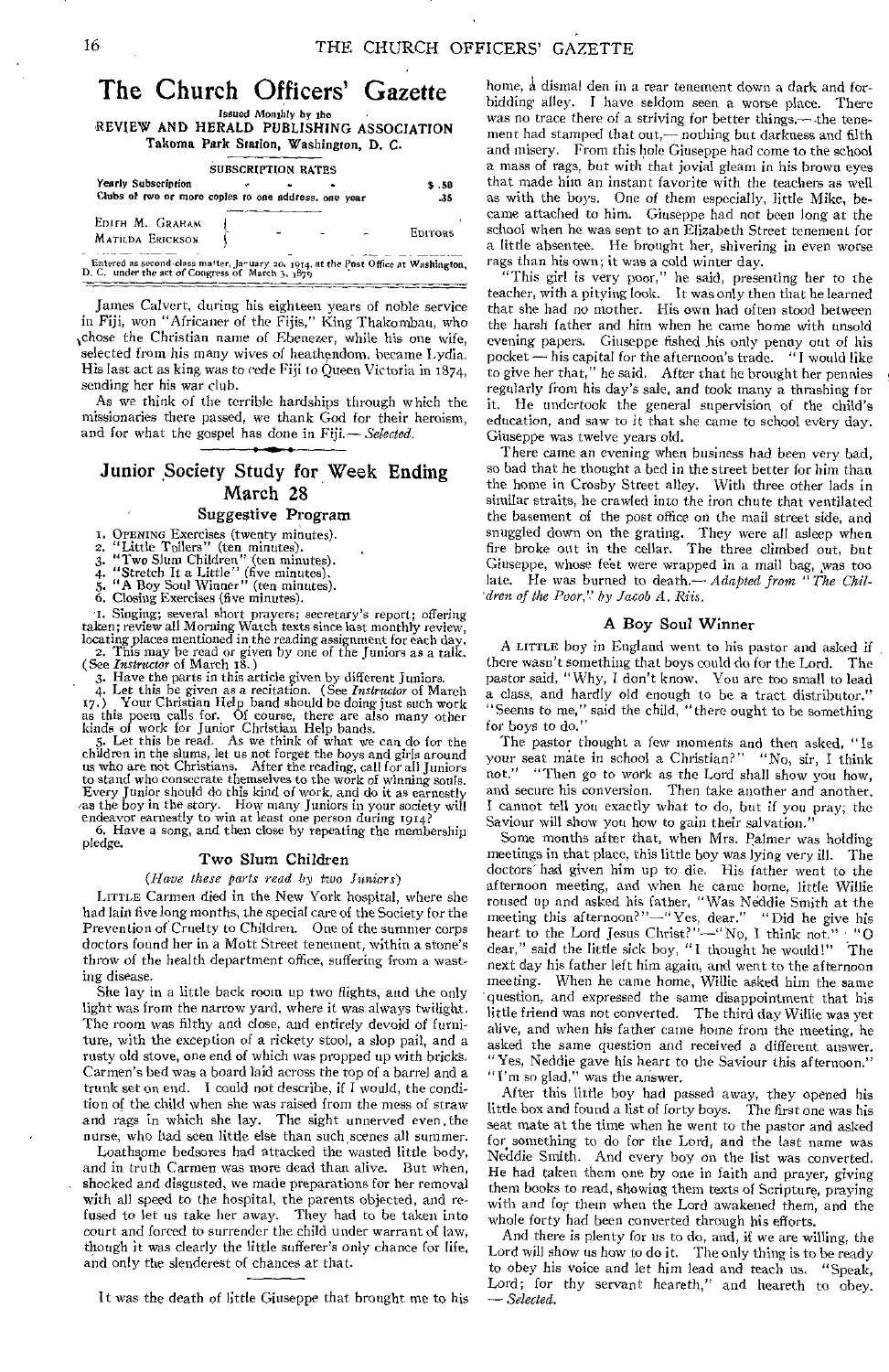# The Church Officers' Gazette

Issued Monthly by the
REVIEW AND HERALD PUBLISHING ASSOCIATION
Takoma Park Station, Washington, D. C.

SUBSCRIPTION RATES

| | |
|---|---|
| Yearly Subscription | $ .50 |
| Clubs of two or more copies to one address, one year | .35 |

EDITH M. GRAHAM
MATILDA ERICKSON — EDITORS

Entered as second-class matter, January 20, 1914, at the Post Office at Washington, D. C. under the act of Congress of March 3, 1879

James Calvert, during his eighteen years of noble service in Fiji, won "Africaner of the Fijis," King Thakombau, who chose the Christian name of Ebenezer, while his one wife, selected from his many wives of heathendom, became Lydia. His last act as king was to cede Fiji to Queen Victoria in 1874, sending her his war club.

As we think of the terrible hardships through which the missionaries there passed, we thank God for their heroism, and for what the gospel has done in Fiji.— *Selected.*

## Junior Society Study for Week Ending March 28

### Suggestive Program

1. OPENING Exercises (twenty minutes).
2. "Little Toilers" (ten minutes).
3. "Two Slum Children" (ten minutes).
4. "Stretch It a Little" (five minutes).
5. "A Boy Soul Winner" (ten minutes).
6. Closing Exercises (five minutes).

1. Singing; several short prayers; secretary's report; offering taken; review all Morning Watch texts since last monthly review, locating places mentioned in the reading assignment for each day.
2. This may be read or given by one of the Juniors as a talk. (See *Instructor* of March 18.)
3. Have the parts in this article given by different Juniors.
4. Let this be given as a recitation. (See *Instructor* of March 17.) Your Christian Help band should be doing just such work as this poem calls for. Of course, there are also many other kinds of work for Junior Christian Help bands.
5. Let this be read. As we think of what we can do for the children in the slums, let us not forget the boys and girls around us who are not Christians. After the reading, call for all Juniors to stand who consecrate themselves to the work of winning souls. Every Junior should do this kind of work, and do it as earnestly as the boy in the story. How many Juniors in your society will endeavor earnestly to win at least one person during 1914?
6. Have a song, and then close by repeating the membership pledge.

### Two Slum Children

*(Have these parts read by two Juniors)*

LITTLE Carmen died in the New York hospital, where she had lain five long months, the special care of the Society for the Prevention of Cruelty to Children. One of the summer corps doctors found her in a Mott Street tenement, within a stone's throw of the health department office, suffering from a wasting disease.

She lay in a little back room up two flights, and the only light was from the narrow yard, where it was always twilight. The room was filthy and close, and entirely devoid of furniture, with the exception of a rickety stool, a slop pail, and a rusty old stove, one end of which was propped up with bricks. Carmen's bed was a board laid across the top of a barrel and a trunk set on end. I could not describe, if I would, the condition of the child when she was raised from the mess of straw and rags in which she lay. The sight unnerved even the nurse, who had seen little else than such scenes all summer.

Loathsome bedsores had attacked the wasted little body, and in truth Carmen was more dead than alive. But when, shocked and disgusted, we made preparations for her removal with all speed to the hospital, the parents objected, and refused to let us take her away. They had to be taken into court and forced to surrender the child under warrant of law, though it was clearly the little sufferer's only chance for life, and only the slenderest of chances at that.

It was the death of little Giuseppe that brought me to his home, a dismal den in a rear tenement down a dark and forbidding alley. I have seldom seen a worse place. There was no trace there of a striving for better things,— the tenement had stamped that out,— nothing but darkness and filth and misery. From this hole Giuseppe had come to the school a mass of rags, but with that jovial gleam in his brown eyes that made him an instant favorite with the teachers as well as with the boys. One of them especially, little Mike, became attached to him. Giuseppe had not been long at the school when he was sent to an Elizabeth Street tenement for a little absentee. He brought her, shivering in even worse rags than his own; it was a cold winter day.

"This girl is very poor," he said, presenting her to the teacher, with a pitying look. It was only then that he learned that she had no mother. His own had often stood between the harsh father and him when he came home with unsold evening papers. Giuseppe fished his only penny out of his pocket — his capital for the afternoon's trade. "I would like to give her that," he said. After that he brought her pennies regularly from his day's sale, and took many a thrashing for it. He undertook the general supervision of the child's education, and saw to it that she came to school every day. Giuseppe was twelve years old.

There came an evening when business had been very bad, so bad that he thought a bed in the street better for him than the home in Crosby Street alley. With three other lads in similar straits, he crawled into the iron chute that ventilated the basement of the post office on the mail street side, and snuggled down on the grating. They were all asleep when fire broke out in the cellar. The three climbed out, but Giuseppe, whose feet were wrapped in a mail bag, was too late. He was burned to death.— *Adapted from "The Children of the Poor," by Jacob A. Riis.*

### A Boy Soul Winner

A LITTLE boy in England went to his pastor and asked if there wasn't something that boys could do for the Lord. The pastor said, "Why, I don't know. You are too small to lead a class, and hardly old enough to be a tract distributor." "Seems to me," said the child, "there ought to be something for boys to do."

The pastor thought a few moments and then asked, "Is your seat mate in school a Christian?" "No, sir, I think not." "Then go to work as the Lord shall show you how, and secure his conversion. Then take another and another. I cannot tell you exactly what to do, but if you pray, the Saviour will show you how to gain their salvation."

Some months after that, when Mrs. Palmer was holding meetings in that place, this little boy was lying very ill. The doctors had given him up to die. His father went to the afternoon meeting, and when he came home, little Willie roused up and asked his father, "Was Neddie Smith at the meeting this afternoon?"—"Yes, dear." "Did he give his heart to the Lord Jesus Christ?"—"No, I think not." "O dear," said the little sick boy, "I thought he would!" The next day his father left him again, and went to the afternoon meeting. When he came home, Willie asked him the same question, and expressed the same disappointment that his little friend was not converted. The third day Willie was yet alive, and when his father came home from the meeting, he asked the same question and received a different answer. "Yes, Neddie gave his heart to the Saviour this afternoon." "I'm so glad," was the answer.

After this little boy had passed away, they opened his little box and found a list of forty boys. The first one was his seat mate at the time when he went to the pastor and asked for something to do for the Lord, and the last name was Neddie Smith. And every boy on the list was converted. He had taken them one by one in faith and prayer, giving them books to read, showing them texts of Scripture, praying with and for them when the Lord awakened them, and the whole forty had been converted through his efforts.

And there is plenty for us to do, and, if we are willing, the Lord will show us how to do it. The only thing is to be ready to obey his voice and let him lead and teach us. "Speak, Lord; for thy servant heareth," and heareth to obey. — *Selected.*